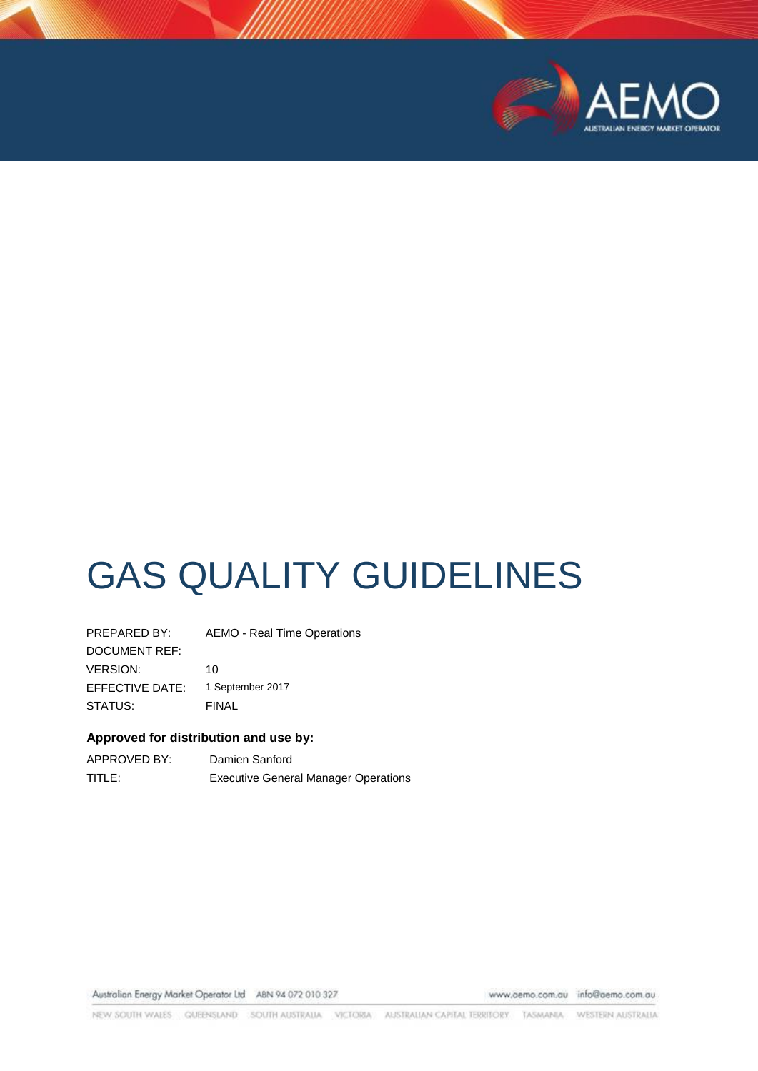# GAS QUALITY GUIDELINES

| | |
|---|---|
| PREPARED BY: | AEMO - Real Time Operations |
| DOCUMENT REF: | |
| VERSION: | 10 |
| EFFECTIVE DATE: | 1 September 2017 |
| STATUS: | FINAL |

**Approved for distribution and use by:**

| | |
|---|---|
| APPROVED BY: | Damien Sanford |
| TITLE: | Executive General Manager Operations |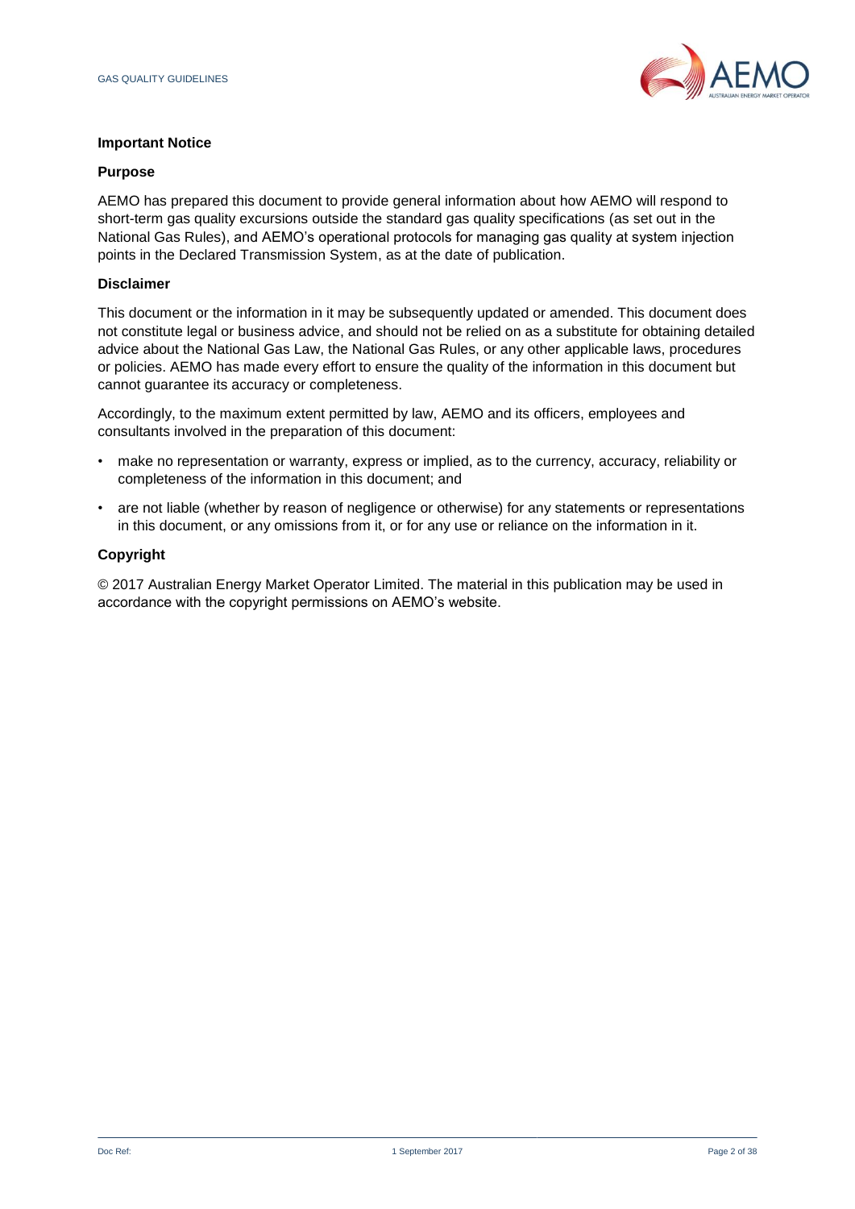## Important Notice

### Purpose

AEMO has prepared this document to provide general information about how AEMO will respond to short-term gas quality excursions outside the standard gas quality specifications (as set out in the National Gas Rules), and AEMO's operational protocols for managing gas quality at system injection points in the Declared Transmission System, as at the date of publication.

### Disclaimer

This document or the information in it may be subsequently updated or amended. This document does not constitute legal or business advice, and should not be relied on as a substitute for obtaining detailed advice about the National Gas Law, the National Gas Rules, or any other applicable laws, procedures or policies. AEMO has made every effort to ensure the quality of the information in this document but cannot guarantee its accuracy or completeness.

Accordingly, to the maximum extent permitted by law, AEMO and its officers, employees and consultants involved in the preparation of this document:

- make no representation or warranty, express or implied, as to the currency, accuracy, reliability or completeness of the information in this document; and
- are not liable (whether by reason of negligence or otherwise) for any statements or representations in this document, or any omissions from it, or for any use or reliance on the information in it.

### Copyright

© 2017 Australian Energy Market Operator Limited. The material in this publication may be used in accordance with the copyright permissions on AEMO's website.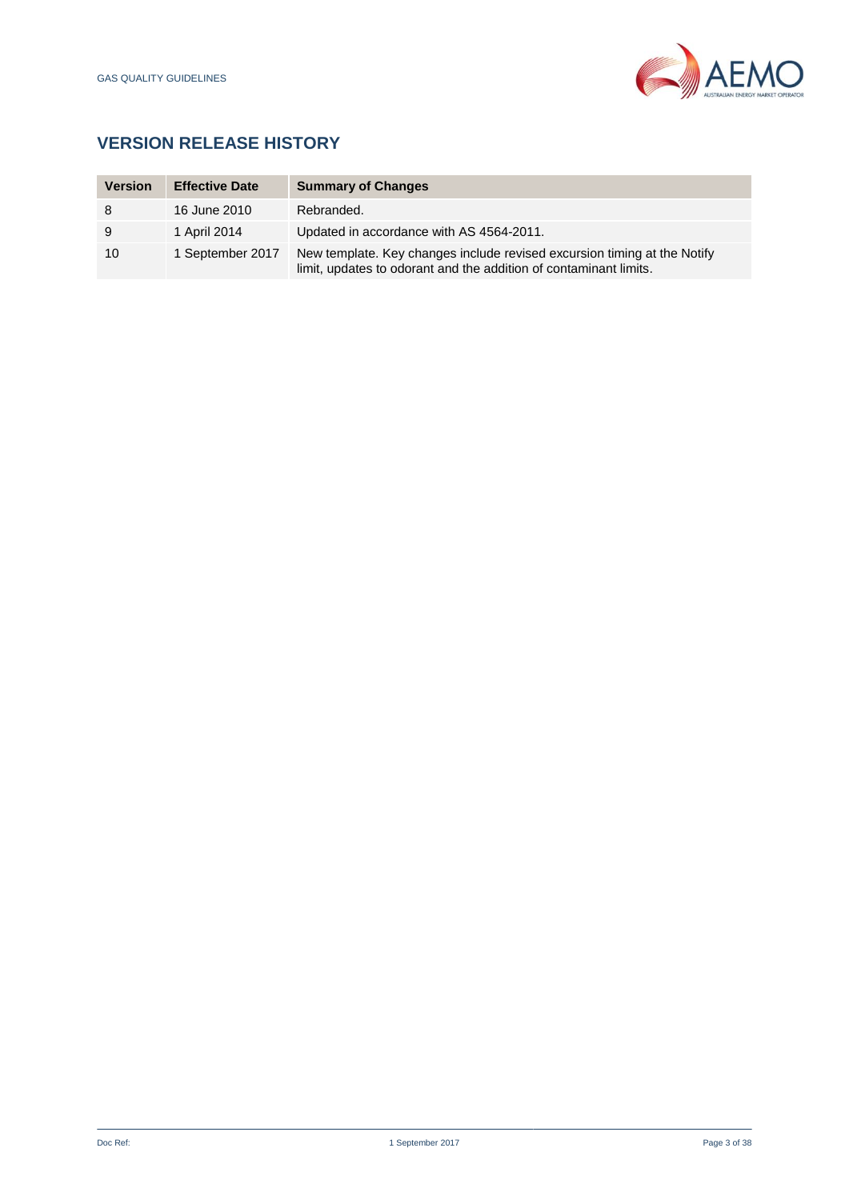## VERSION RELEASE HISTORY

| Version | Effective Date | Summary of Changes |
| --- | --- | --- |
| 8 | 16 June 2010 | Rebranded. |
| 9 | 1 April 2014 | Updated in accordance with AS 4564-2011. |
| 10 | 1 September 2017 | New template. Key changes include revised excursion timing at the Notify limit, updates to odorant and the addition of contaminant limits. |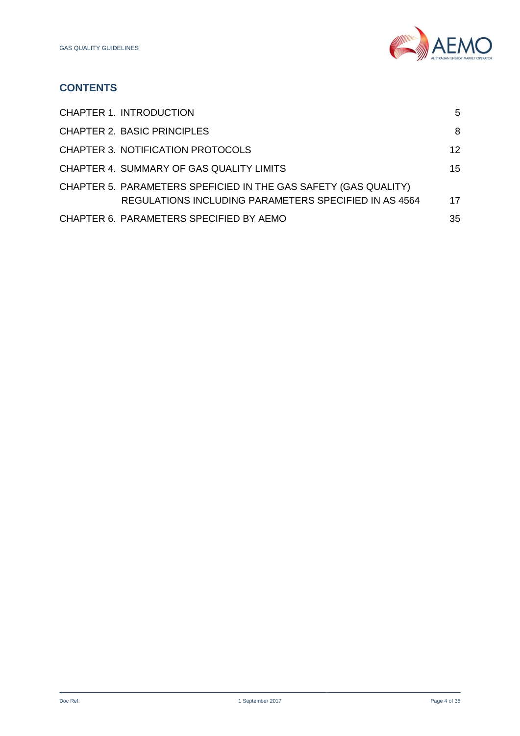## CONTENTS

| | |
|---|---|
| CHAPTER 1. INTRODUCTION | 5 |
| CHAPTER 2. BASIC PRINCIPLES | 8 |
| CHAPTER 3. NOTIFICATION PROTOCOLS | 12 |
| CHAPTER 4. SUMMARY OF GAS QUALITY LIMITS | 15 |
| CHAPTER 5. PARAMETERS SPEFICIED IN THE GAS SAFETY (GAS QUALITY) REGULATIONS INCLUDING PARAMETERS SPECIFIED IN AS 4564 | 17 |
| CHAPTER 6. PARAMETERS SPECIFIED BY AEMO | 35 |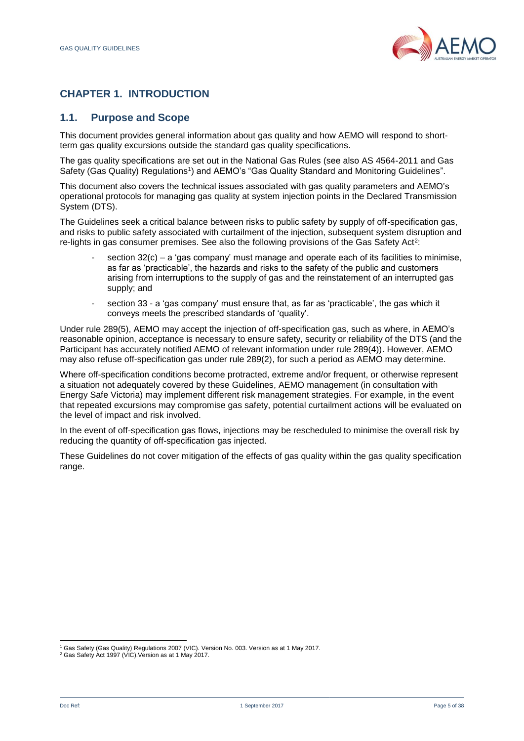# CHAPTER 1. INTRODUCTION

## 1.1. Purpose and Scope

This document provides general information about gas quality and how AEMO will respond to short-term gas quality excursions outside the standard gas quality specifications.

The gas quality specifications are set out in the National Gas Rules (see also AS 4564-2011 and Gas Safety (Gas Quality) Regulations[1]) and AEMO's "Gas Quality Standard and Monitoring Guidelines".

This document also covers the technical issues associated with gas quality parameters and AEMO's operational protocols for managing gas quality at system injection points in the Declared Transmission System (DTS).

The Guidelines seek a critical balance between risks to public safety by supply of off-specification gas, and risks to public safety associated with curtailment of the injection, subsequent system disruption and re-lights in gas consumer premises. See also the following provisions of the Gas Safety Act[2]:

- section 32(c) – a 'gas company' must manage and operate each of its facilities to minimise, as far as 'practicable', the hazards and risks to the safety of the public and customers arising from interruptions to the supply of gas and the reinstatement of an interrupted gas supply; and
- section 33 - a 'gas company' must ensure that, as far as 'practicable', the gas which it conveys meets the prescribed standards of 'quality'.

Under rule 289(5), AEMO may accept the injection of off-specification gas, such as where, in AEMO's reasonable opinion, acceptance is necessary to ensure safety, security or reliability of the DTS (and the Participant has accurately notified AEMO of relevant information under rule 289(4)). However, AEMO may also refuse off-specification gas under rule 289(2), for such a period as AEMO may determine.

Where off-specification conditions become protracted, extreme and/or frequent, or otherwise represent a situation not adequately covered by these Guidelines, AEMO management (in consultation with Energy Safe Victoria) may implement different risk management strategies. For example, in the event that repeated excursions may compromise gas safety, potential curtailment actions will be evaluated on the level of impact and risk involved.

In the event of off-specification gas flows, injections may be rescheduled to minimise the overall risk by reducing the quantity of off-specification gas injected.

These Guidelines do not cover mitigation of the effects of gas quality within the gas quality specification range.

---

[1] Gas Safety (Gas Quality) Regulations 2007 (VIC). Version No. 003. Version as at 1 May 2017.

[2] Gas Safety Act 1997 (VIC).Version as at 1 May 2017.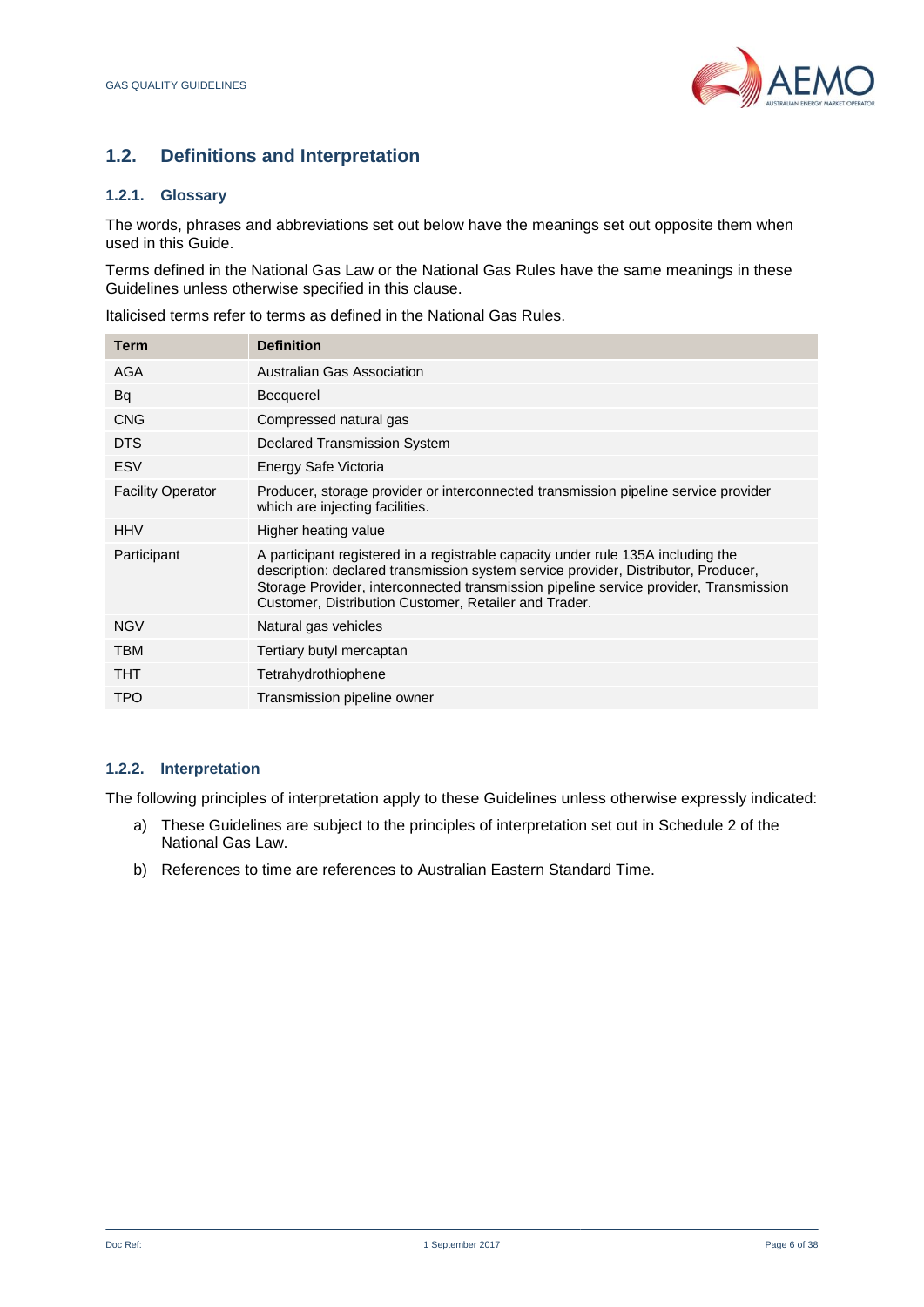## 1.2. Definitions and Interpretation

### 1.2.1. Glossary

The words, phrases and abbreviations set out below have the meanings set out opposite them when used in this Guide.

Terms defined in the National Gas Law or the National Gas Rules have the same meanings in these Guidelines unless otherwise specified in this clause.

Italicised terms refer to terms as defined in the National Gas Rules.

| Term | Definition |
|---|---|
| AGA | Australian Gas Association |
| Bq | Becquerel |
| CNG | Compressed natural gas |
| DTS | Declared Transmission System |
| ESV | Energy Safe Victoria |
| Facility Operator | Producer, storage provider or interconnected transmission pipeline service provider which are injecting facilities. |
| HHV | Higher heating value |
| Participant | A participant registered in a registrable capacity under rule 135A including the description: declared transmission system service provider, Distributor, Producer, Storage Provider, interconnected transmission pipeline service provider, Transmission Customer, Distribution Customer, Retailer and Trader. |
| NGV | Natural gas vehicles |
| TBM | Tertiary butyl mercaptan |
| THT | Tetrahydrothiophene |
| TPO | Transmission pipeline owner |

### 1.2.2. Interpretation

The following principles of interpretation apply to these Guidelines unless otherwise expressly indicated:

a) These Guidelines are subject to the principles of interpretation set out in Schedule 2 of the National Gas Law.

b) References to time are references to Australian Eastern Standard Time.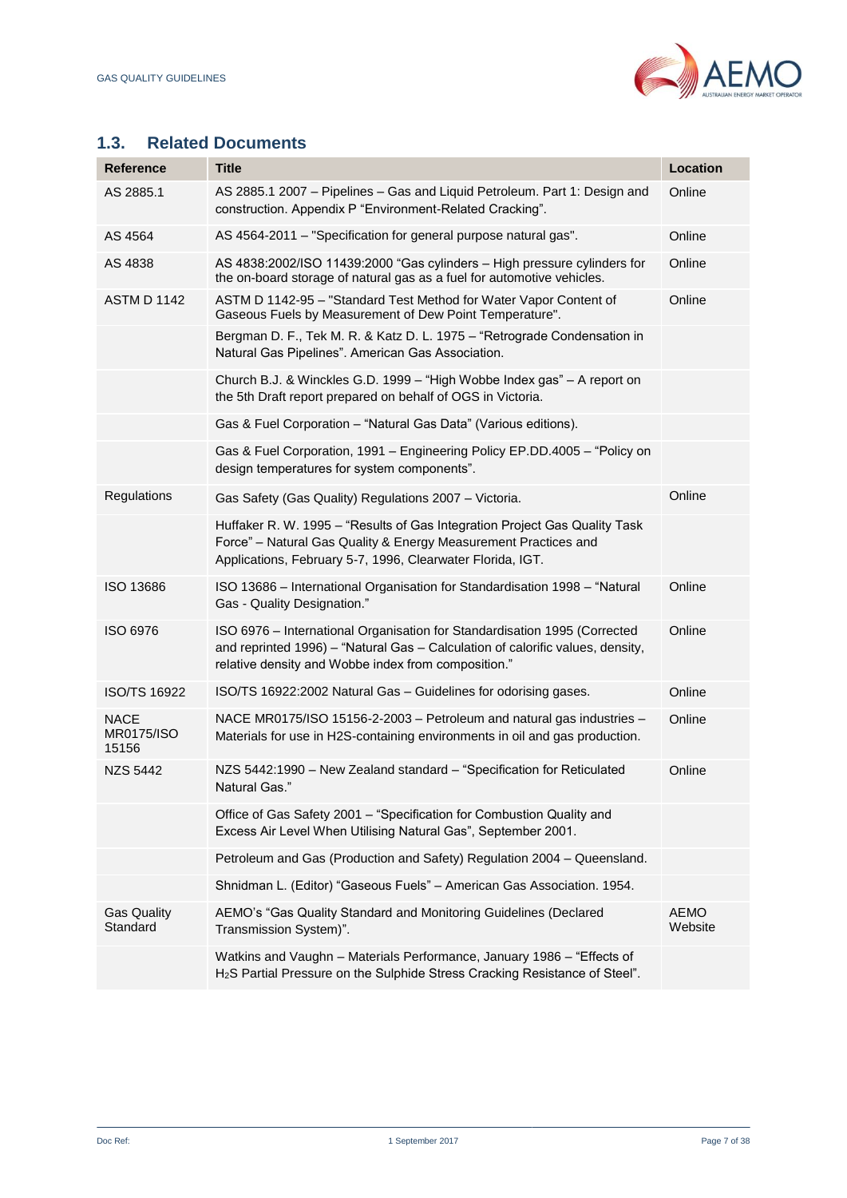## 1.3. Related Documents

| Reference | Title | Location |
|---|---|---|
| AS 2885.1 | AS 2885.1 2007 – Pipelines – Gas and Liquid Petroleum. Part 1: Design and construction. Appendix P “Environment-Related Cracking”. | Online |
| AS 4564 | AS 4564-2011 – "Specification for general purpose natural gas". | Online |
| AS 4838 | AS 4838:2002/ISO 11439:2000 “Gas cylinders – High pressure cylinders for the on-board storage of natural gas as a fuel for automotive vehicles. | Online |
| ASTM D 1142 | ASTM D 1142-95 – "Standard Test Method for Water Vapor Content of Gaseous Fuels by Measurement of Dew Point Temperature". | Online |
| | Bergman D. F., Tek M. R. & Katz D. L. 1975 – “Retrograde Condensation in Natural Gas Pipelines”. American Gas Association. | |
| | Church B.J. & Winckles G.D. 1999 – “High Wobbe Index gas” – A report on the 5th Draft report prepared on behalf of OGS in Victoria. | |
| | Gas & Fuel Corporation – “Natural Gas Data” (Various editions). | |
| | Gas & Fuel Corporation, 1991 – Engineering Policy EP.DD.4005 – “Policy on design temperatures for system components”. | |
| Regulations | Gas Safety (Gas Quality) Regulations 2007 – Victoria. | Online |
| | Huffaker R. W. 1995 – “Results of Gas Integration Project Gas Quality Task Force” – Natural Gas Quality & Energy Measurement Practices and Applications, February 5-7, 1996, Clearwater Florida, IGT. | |
| ISO 13686 | ISO 13686 – International Organisation for Standardisation 1998 – “Natural Gas - Quality Designation.” | Online |
| ISO 6976 | ISO 6976 – International Organisation for Standardisation 1995 (Corrected and reprinted 1996) – “Natural Gas – Calculation of calorific values, density, relative density and Wobbe index from composition.” | Online |
| ISO/TS 16922 | ISO/TS 16922:2002 Natural Gas – Guidelines for odorising gases. | Online |
| NACE MR0175/ISO 15156 | NACE MR0175/ISO 15156-2-2003 – Petroleum and natural gas industries – Materials for use in H2S-containing environments in oil and gas production. | Online |
| NZS 5442 | NZS 5442:1990 – New Zealand standard – “Specification for Reticulated Natural Gas.” | Online |
| | Office of Gas Safety 2001 – “Specification for Combustion Quality and Excess Air Level When Utilising Natural Gas”, September 2001. | |
| | Petroleum and Gas (Production and Safety) Regulation 2004 – Queensland. | |
| | Shnidman L. (Editor) “Gaseous Fuels” – American Gas Association. 1954. | |
| Gas Quality Standard | AEMO’s “Gas Quality Standard and Monitoring Guidelines (Declared Transmission System)”. | AEMO Website |
| | Watkins and Vaughn – Materials Performance, January 1986 – “Effects of $H_2S$ Partial Pressure on the Sulphide Stress Cracking Resistance of Steel”. | |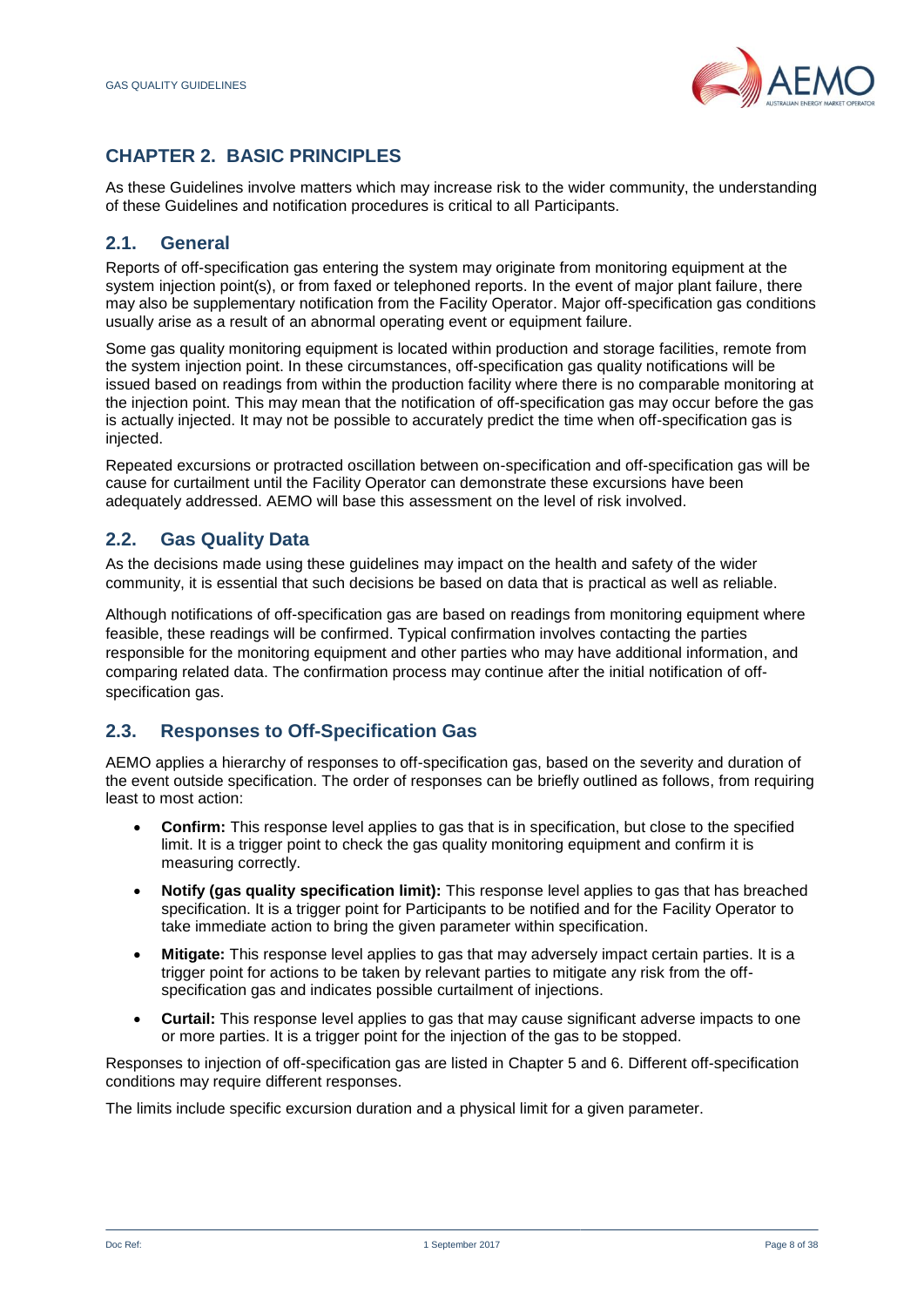## CHAPTER 2. BASIC PRINCIPLES

As these Guidelines involve matters which may increase risk to the wider community, the understanding of these Guidelines and notification procedures is critical to all Participants.

### 2.1. General

Reports of off-specification gas entering the system may originate from monitoring equipment at the system injection point(s), or from faxed or telephoned reports. In the event of major plant failure, there may also be supplementary notification from the Facility Operator. Major off-specification gas conditions usually arise as a result of an abnormal operating event or equipment failure.

Some gas quality monitoring equipment is located within production and storage facilities, remote from the system injection point. In these circumstances, off-specification gas quality notifications will be issued based on readings from within the production facility where there is no comparable monitoring at the injection point. This may mean that the notification of off-specification gas may occur before the gas is actually injected. It may not be possible to accurately predict the time when off-specification gas is injected.

Repeated excursions or protracted oscillation between on-specification and off-specification gas will be cause for curtailment until the Facility Operator can demonstrate these excursions have been adequately addressed. AEMO will base this assessment on the level of risk involved.

### 2.2. Gas Quality Data

As the decisions made using these guidelines may impact on the health and safety of the wider community, it is essential that such decisions be based on data that is practical as well as reliable.

Although notifications of off-specification gas are based on readings from monitoring equipment where feasible, these readings will be confirmed. Typical confirmation involves contacting the parties responsible for the monitoring equipment and other parties who may have additional information, and comparing related data. The confirmation process may continue after the initial notification of off-specification gas.

### 2.3. Responses to Off-Specification Gas

AEMO applies a hierarchy of responses to off-specification gas, based on the severity and duration of the event outside specification. The order of responses can be briefly outlined as follows, from requiring least to most action:

- **Confirm:** This response level applies to gas that is in specification, but close to the specified limit. It is a trigger point to check the gas quality monitoring equipment and confirm it is measuring correctly.
- **Notify (gas quality specification limit):** This response level applies to gas that has breached specification. It is a trigger point for Participants to be notified and for the Facility Operator to take immediate action to bring the given parameter within specification.
- **Mitigate:** This response level applies to gas that may adversely impact certain parties. It is a trigger point for actions to be taken by relevant parties to mitigate any risk from the off-specification gas and indicates possible curtailment of injections.
- **Curtail:** This response level applies to gas that may cause significant adverse impacts to one or more parties. It is a trigger point for the injection of the gas to be stopped.

Responses to injection of off-specification gas are listed in Chapter 5 and 6. Different off-specification conditions may require different responses.

The limits include specific excursion duration and a physical limit for a given parameter.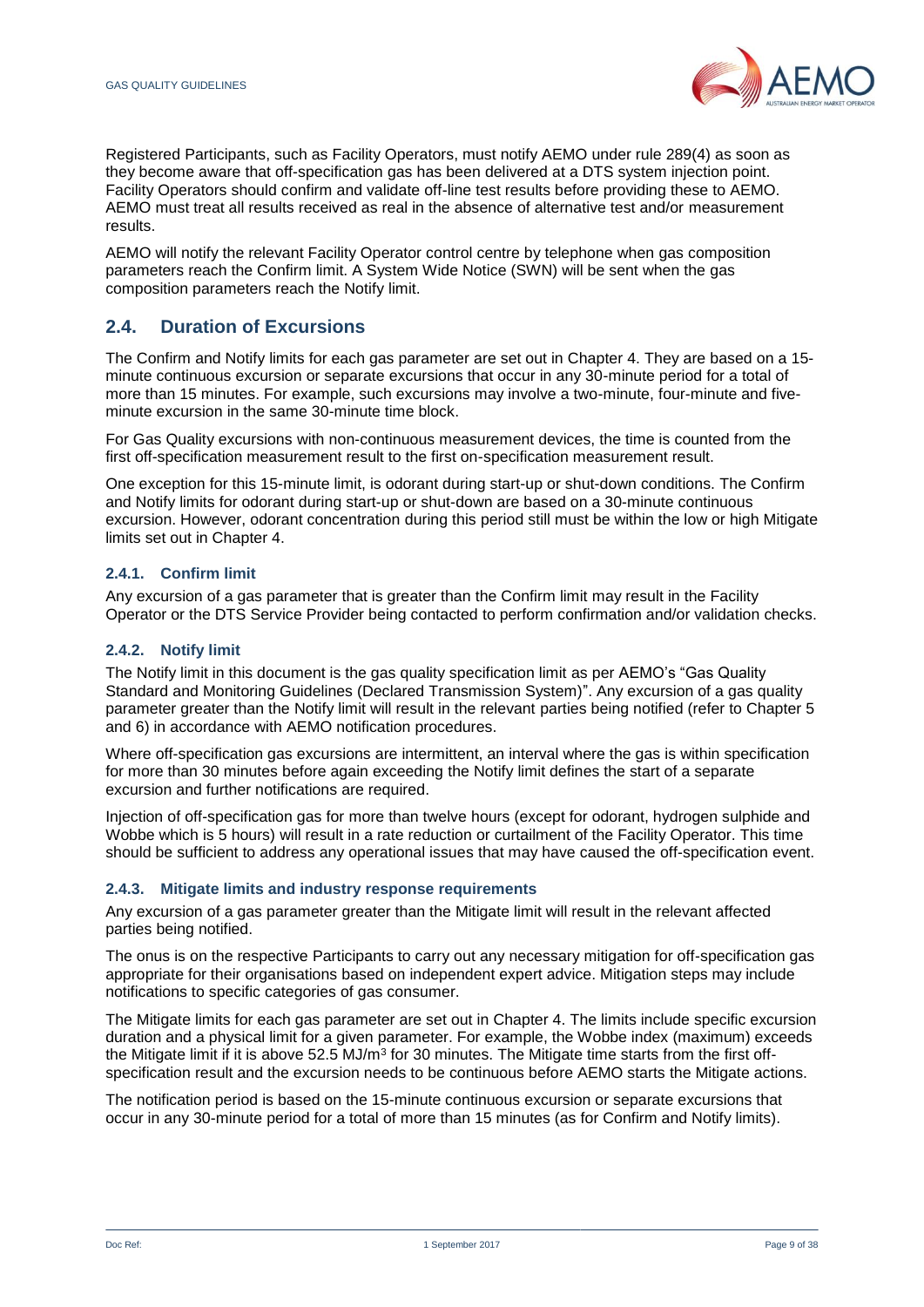Registered Participants, such as Facility Operators, must notify AEMO under rule 289(4) as soon as they become aware that off-specification gas has been delivered at a DTS system injection point. Facility Operators should confirm and validate off-line test results before providing these to AEMO. AEMO must treat all results received as real in the absence of alternative test and/or measurement results.

AEMO will notify the relevant Facility Operator control centre by telephone when gas composition parameters reach the Confirm limit. A System Wide Notice (SWN) will be sent when the gas composition parameters reach the Notify limit.

## 2.4. Duration of Excursions

The Confirm and Notify limits for each gas parameter are set out in Chapter 4. They are based on a 15-minute continuous excursion or separate excursions that occur in any 30-minute period for a total of more than 15 minutes. For example, such excursions may involve a two-minute, four-minute and five-minute excursion in the same 30-minute time block.

For Gas Quality excursions with non-continuous measurement devices, the time is counted from the first off-specification measurement result to the first on-specification measurement result.

One exception for this 15-minute limit, is odorant during start-up or shut-down conditions. The Confirm and Notify limits for odorant during start-up or shut-down are based on a 30-minute continuous excursion. However, odorant concentration during this period still must be within the low or high Mitigate limits set out in Chapter 4.

### 2.4.1. Confirm limit

Any excursion of a gas parameter that is greater than the Confirm limit may result in the Facility Operator or the DTS Service Provider being contacted to perform confirmation and/or validation checks.

### 2.4.2. Notify limit

The Notify limit in this document is the gas quality specification limit as per AEMO's "Gas Quality Standard and Monitoring Guidelines (Declared Transmission System)". Any excursion of a gas quality parameter greater than the Notify limit will result in the relevant parties being notified (refer to Chapter 5 and 6) in accordance with AEMO notification procedures.

Where off-specification gas excursions are intermittent, an interval where the gas is within specification for more than 30 minutes before again exceeding the Notify limit defines the start of a separate excursion and further notifications are required.

Injection of off-specification gas for more than twelve hours (except for odorant, hydrogen sulphide and Wobbe which is 5 hours) will result in a rate reduction or curtailment of the Facility Operator. This time should be sufficient to address any operational issues that may have caused the off-specification event.

### 2.4.3. Mitigate limits and industry response requirements

Any excursion of a gas parameter greater than the Mitigate limit will result in the relevant affected parties being notified.

The onus is on the respective Participants to carry out any necessary mitigation for off-specification gas appropriate for their organisations based on independent expert advice. Mitigation steps may include notifications to specific categories of gas consumer.

The Mitigate limits for each gas parameter are set out in Chapter 4. The limits include specific excursion duration and a physical limit for a given parameter. For example, the Wobbe index (maximum) exceeds the Mitigate limit if it is above 52.5 MJ/m$^3$ for 30 minutes. The Mitigate time starts from the first off-specification result and the excursion needs to be continuous before AEMO starts the Mitigate actions.

The notification period is based on the 15-minute continuous excursion or separate excursions that occur in any 30-minute period for a total of more than 15 minutes (as for Confirm and Notify limits).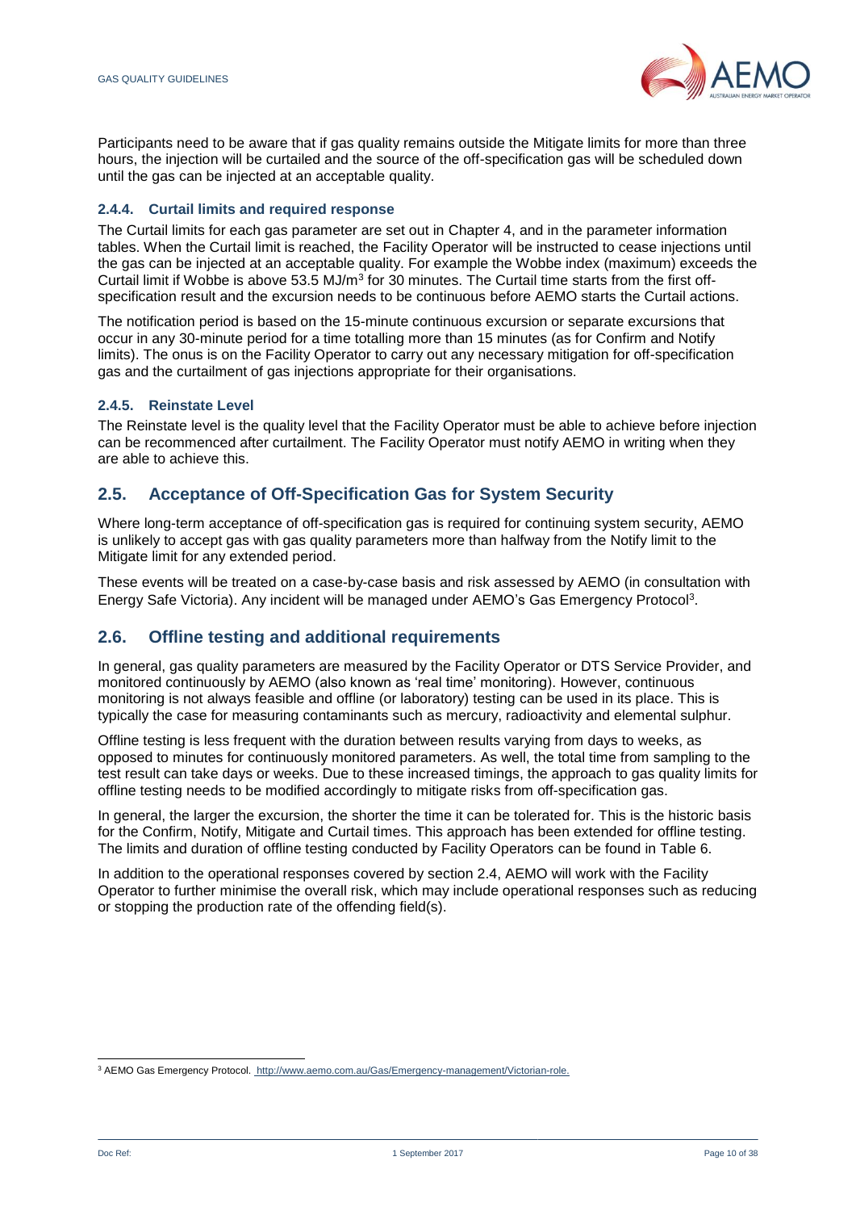Participants need to be aware that if gas quality remains outside the Mitigate limits for more than three hours, the injection will be curtailed and the source of the off-specification gas will be scheduled down until the gas can be injected at an acceptable quality.

### 2.4.4. Curtail limits and required response

The Curtail limits for each gas parameter are set out in Chapter 4, and in the parameter information tables. When the Curtail limit is reached, the Facility Operator will be instructed to cease injections until the gas can be injected at an acceptable quality. For example the Wobbe index (maximum) exceeds the Curtail limit if Wobbe is above 53.5 $MJ/m^3$ for 30 minutes. The Curtail time starts from the first off-specification result and the excursion needs to be continuous before AEMO starts the Curtail actions.

The notification period is based on the 15-minute continuous excursion or separate excursions that occur in any 30-minute period for a time totalling more than 15 minutes (as for Confirm and Notify limits). The onus is on the Facility Operator to carry out any necessary mitigation for off-specification gas and the curtailment of gas injections appropriate for their organisations.

### 2.4.5. Reinstate Level

The Reinstate level is the quality level that the Facility Operator must be able to achieve before injection can be recommenced after curtailment. The Facility Operator must notify AEMO in writing when they are able to achieve this.

## 2.5. Acceptance of Off-Specification Gas for System Security

Where long-term acceptance of off-specification gas is required for continuing system security, AEMO is unlikely to accept gas with gas quality parameters more than halfway from the Notify limit to the Mitigate limit for any extended period.

These events will be treated on a case-by-case basis and risk assessed by AEMO (in consultation with Energy Safe Victoria). Any incident will be managed under AEMO's Gas Emergency Protocol[3].

## 2.6. Offline testing and additional requirements

In general, gas quality parameters are measured by the Facility Operator or DTS Service Provider, and monitored continuously by AEMO (also known as 'real time' monitoring). However, continuous monitoring is not always feasible and offline (or laboratory) testing can be used in its place. This is typically the case for measuring contaminants such as mercury, radioactivity and elemental sulphur.

Offline testing is less frequent with the duration between results varying from days to weeks, as opposed to minutes for continuously monitored parameters. As well, the total time from sampling to the test result can take days or weeks. Due to these increased timings, the approach to gas quality limits for offline testing needs to be modified accordingly to mitigate risks from off-specification gas.

In general, the larger the excursion, the shorter the time it can be tolerated for. This is the historic basis for the Confirm, Notify, Mitigate and Curtail times. This approach has been extended for offline testing. The limits and duration of offline testing conducted by Facility Operators can be found in Table 6.

In addition to the operational responses covered by section 2.4, AEMO will work with the Facility Operator to further minimise the overall risk, which may include operational responses such as reducing or stopping the production rate of the offending field(s).

---

[3] AEMO Gas Emergency Protocol. http://www.aemo.com.au/Gas/Emergency-management/Victorian-role.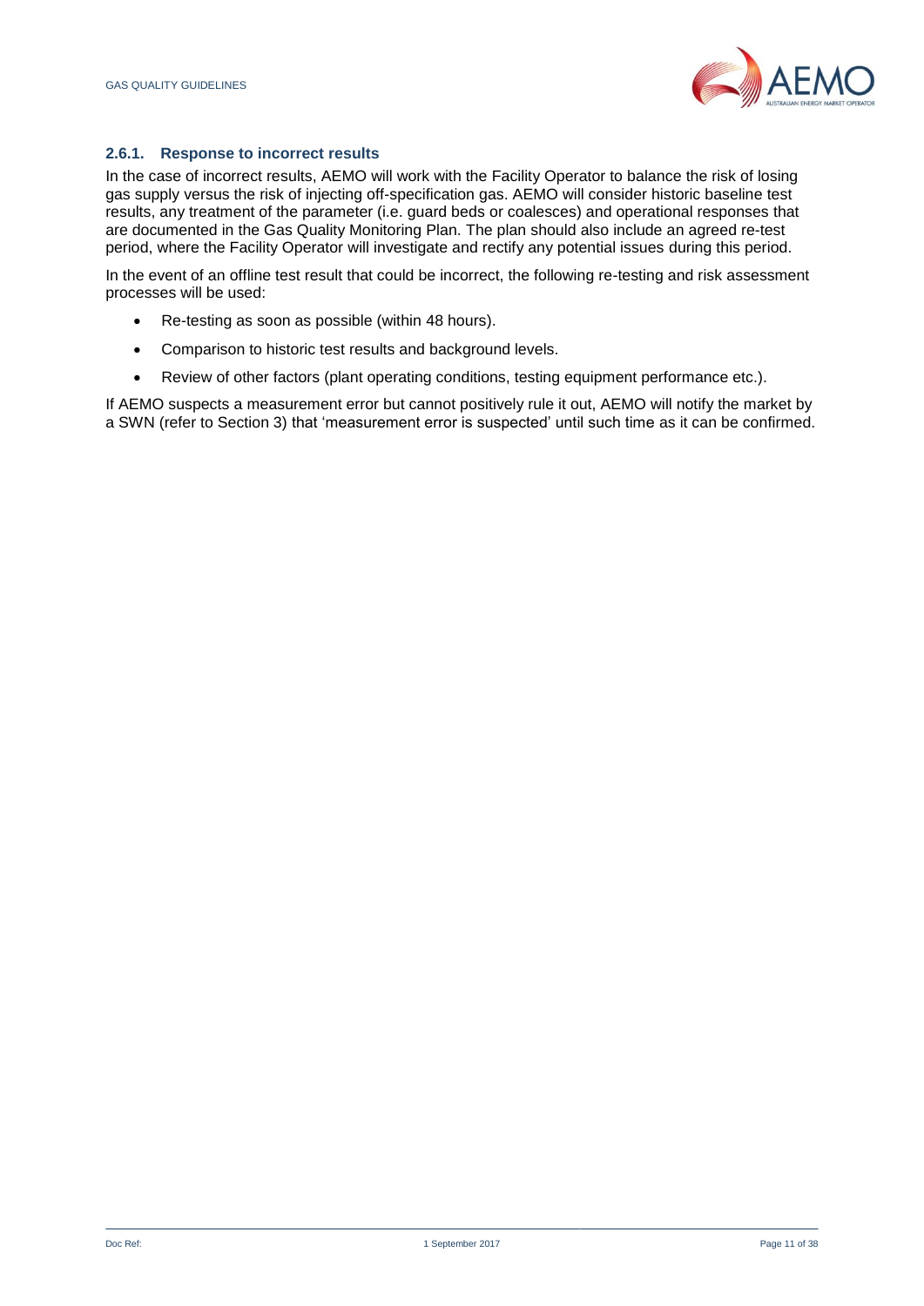### 2.6.1. Response to incorrect results

In the case of incorrect results, AEMO will work with the Facility Operator to balance the risk of losing gas supply versus the risk of injecting off-specification gas. AEMO will consider historic baseline test results, any treatment of the parameter (i.e. guard beds or coalesces) and operational responses that are documented in the Gas Quality Monitoring Plan. The plan should also include an agreed re-test period, where the Facility Operator will investigate and rectify any potential issues during this period.

In the event of an offline test result that could be incorrect, the following re-testing and risk assessment processes will be used:

- Re-testing as soon as possible (within 48 hours).
- Comparison to historic test results and background levels.
- Review of other factors (plant operating conditions, testing equipment performance etc.).

If AEMO suspects a measurement error but cannot positively rule it out, AEMO will notify the market by a SWN (refer to Section 3) that 'measurement error is suspected' until such time as it can be confirmed.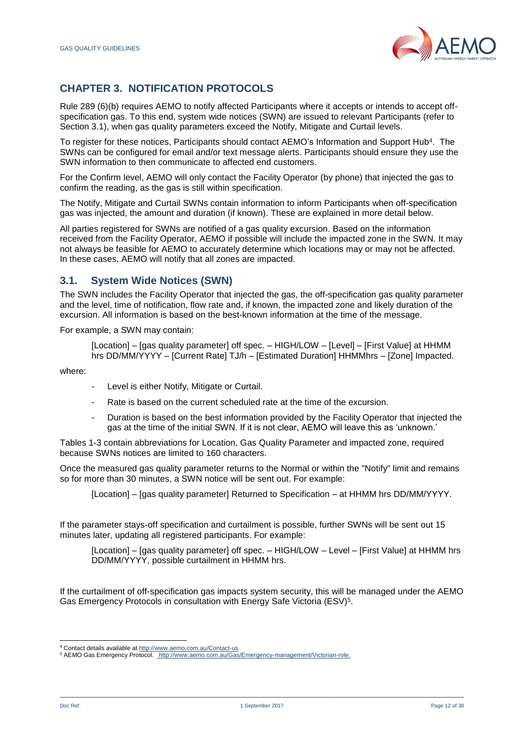# CHAPTER 3. NOTIFICATION PROTOCOLS

Rule 289 (6)(b) requires AEMO to notify affected Participants where it accepts or intends to accept off-specification gas. To this end, system wide notices (SWN) are issued to relevant Participants (refer to Section 3.1), when gas quality parameters exceed the Notify, Mitigate and Curtail levels.

To register for these notices, Participants should contact AEMO's Information and Support Hub[4]. The SWNs can be configured for email and/or text message alerts. Participants should ensure they use the SWN information to then communicate to affected end customers.

For the Confirm level, AEMO will only contact the Facility Operator (by phone) that injected the gas to confirm the reading, as the gas is still within specification.

The Notify, Mitigate and Curtail SWNs contain information to inform Participants when off-specification gas was injected, the amount and duration (if known). These are explained in more detail below.

All parties registered for SWNs are notified of a gas quality excursion. Based on the information received from the Facility Operator, AEMO if possible will include the impacted zone in the SWN. It may not always be feasible for AEMO to accurately determine which locations may or may not be affected. In these cases, AEMO will notify that all zones are impacted.

## 3.1. System Wide Notices (SWN)

The SWN includes the Facility Operator that injected the gas, the off-specification gas quality parameter and the level, time of notification, flow rate and, if known, the impacted zone and likely duration of the excursion. All information is based on the best-known information at the time of the message.

For example, a SWN may contain:

> [Location] – [gas quality parameter] off spec. – HIGH/LOW – [Level] – [First Value] at HHMM hrs DD/MM/YYYY – [Current Rate] TJ/h – [Estimated Duration] HHMMhrs – [Zone] Impacted.

where:

- Level is either Notify, Mitigate or Curtail.
- Rate is based on the current scheduled rate at the time of the excursion.
- Duration is based on the best information provided by the Facility Operator that injected the gas at the time of the initial SWN. If it is not clear, AEMO will leave this as 'unknown.'

Tables 1-3 contain abbreviations for Location, Gas Quality Parameter and impacted zone, required because SWNs notices are limited to 160 characters.

Once the measured gas quality parameter returns to the Normal or within the "Notify" limit and remains so for more than 30 minutes, a SWN notice will be sent out. For example:

> [Location] – [gas quality parameter] Returned to Specification – at HHMM hrs DD/MM/YYYY.

If the parameter stays-off specification and curtailment is possible, further SWNs will be sent out 15 minutes later, updating all registered participants. For example:

> [Location] – [gas quality parameter] off spec. – HIGH/LOW – Level – [First Value] at HHMM hrs DD/MM/YYYY, possible curtailment in HHMM hrs.

If the curtailment of off-specification gas impacts system security, this will be managed under the AEMO Gas Emergency Protocols in consultation with Energy Safe Victoria (ESV)[5].

---

[4] Contact details available at http://www.aemo.com.au/Contact-us

[5] AEMO Gas Emergency Protocol. http://www.aemo.com.au/Gas/Emergency-management/Victorian-role.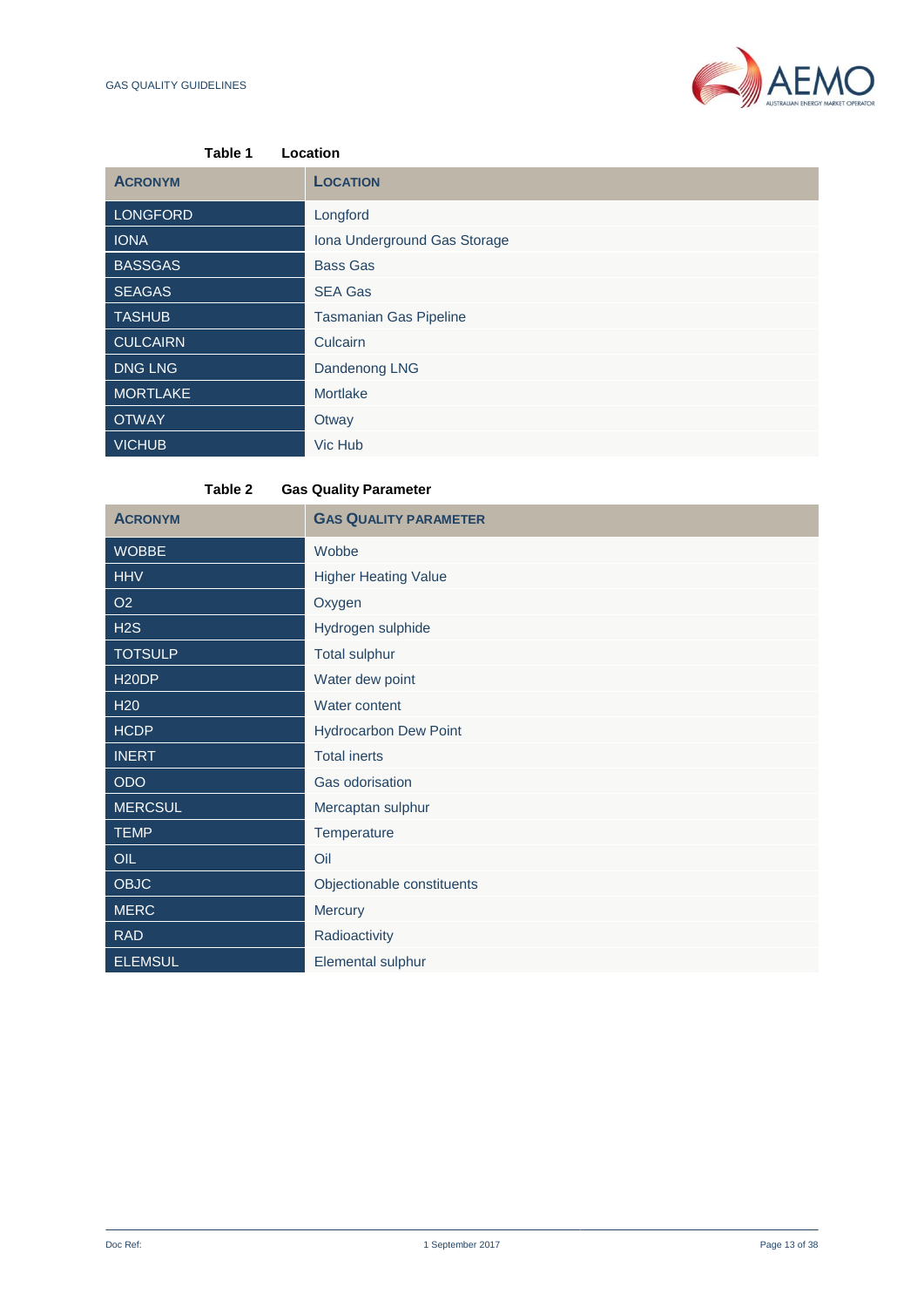Table 1 Location

| ACRONYM | LOCATION |
|---|---|
| LONGFORD | Longford |
| IONA | Iona Underground Gas Storage |
| BASSGAS | Bass Gas |
| SEAGAS | SEA Gas |
| TASHUB | Tasmanian Gas Pipeline |
| CULCAIRN | Culcairn |
| DNG LNG | Dandenong LNG |
| MORTLAKE | Mortlake |
| OTWAY | Otway |
| VICHUB | Vic Hub |

Table 2 Gas Quality Parameter

| ACRONYM | GAS QUALITY PARAMETER |
|---|---|
| WOBBE | Wobbe |
| HHV | Higher Heating Value |
| O2 | Oxygen |
| H2S | Hydrogen sulphide |
| TOTSULP | Total sulphur |
| H20DP | Water dew point |
| H20 | Water content |
| HCDP | Hydrocarbon Dew Point |
| INERT | Total inerts |
| ODO | Gas odorisation |
| MERCSUL | Mercaptan sulphur |
| TEMP | Temperature |
| OIL | Oil |
| OBJC | Objectionable constituents |
| MERC | Mercury |
| RAD | Radioactivity |
| ELEMSUL | Elemental sulphur |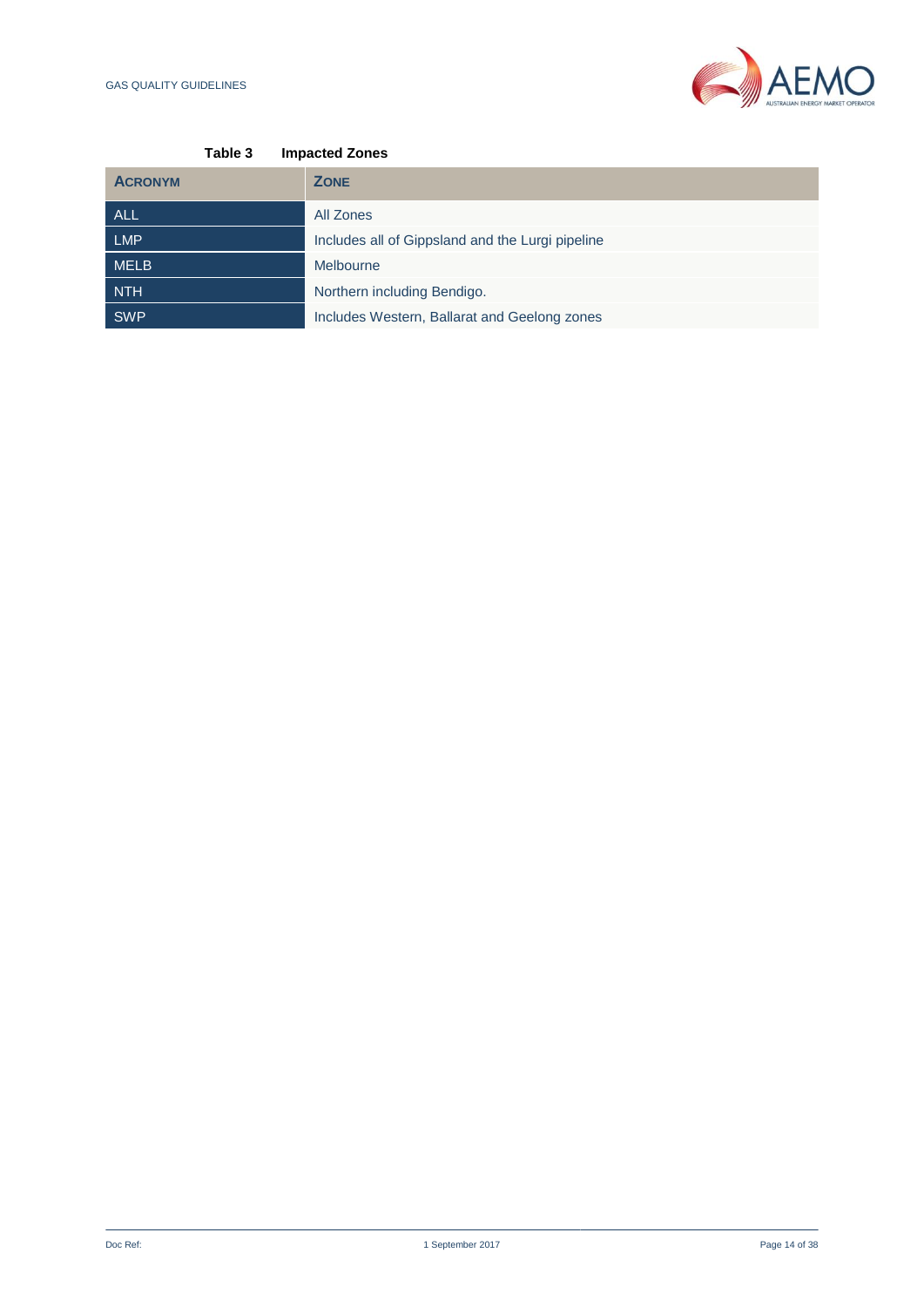**Table 3 Impacted Zones**

| ACRONYM | ZONE |
| --- | --- |
| ALL | All Zones |
| LMP | Includes all of Gippsland and the Lurgi pipeline |
| MELB | Melbourne |
| NTH | Northern including Bendigo. |
| SWP | Includes Western, Ballarat and Geelong zones |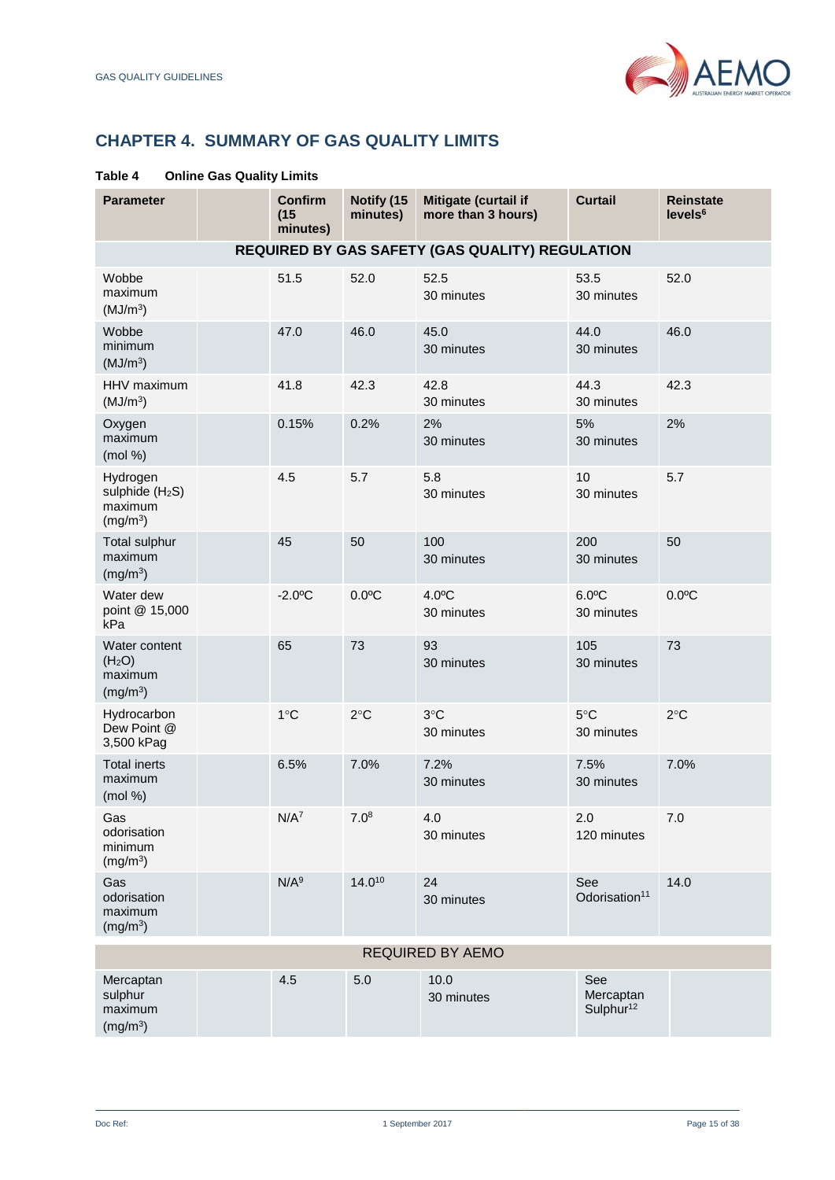# CHAPTER 4. SUMMARY OF GAS QUALITY LIMITS

**Table 4 Online Gas Quality Limits**

| Parameter | | Confirm (15 minutes) | Notify (15 minutes) | Mitigate (curtail if more than 3 hours) | Curtail | Reinstate levels[6] |
|---|---|---|---|---|---|---|
| **REQUIRED BY GAS SAFETY (GAS QUALITY) REGULATION** | | | | | | |
| Wobbe maximum ($MJ/m^3$) | | 51.5 | 52.0 | 52.5 30 minutes | 53.5 30 minutes | 52.0 |
| Wobbe minimum ($MJ/m^3$) | | 47.0 | 46.0 | 45.0 30 minutes | 44.0 30 minutes | 46.0 |
| HHV maximum ($MJ/m^3$) | | 41.8 | 42.3 | 42.8 30 minutes | 44.3 30 minutes | 42.3 |
| Oxygen maximum (mol %) | | 0.15% | 0.2% | 2% 30 minutes | 5% 30 minutes | 2% |
| Hydrogen sulphide ($H_2S$) maximum ($mg/m^3$) | | 4.5 | 5.7 | 5.8 30 minutes | 10 30 minutes | 5.7 |
| Total sulphur maximum ($mg/m^3$) | | 45 | 50 | 100 30 minutes | 200 30 minutes | 50 |
| Water dew point @ 15,000 kPa | | -2.0ºC | 0.0ºC | 4.0ºC 30 minutes | 6.0ºC 30 minutes | 0.0ºC |
| Water content ($H_2O$) maximum ($mg/m^3$) | | 65 | 73 | 93 30 minutes | 105 30 minutes | 73 |
| Hydrocarbon Dew Point @ 3,500 kPag | | 1°C | 2°C | 3°C 30 minutes | 5°C 30 minutes | 2°C |
| Total inerts maximum (mol %) | | 6.5% | 7.0% | 7.2% 30 minutes | 7.5% 30 minutes | 7.0% |
| Gas odorisation minimum ($mg/m^3$) | | N/A[7] | 7.0[8] | 4.0 30 minutes | 2.0 120 minutes | 7.0 |
| Gas odorisation maximum ($mg/m^3$) | | N/A[9] | 14.0[10] | 24 30 minutes | See Odorisation[11] | 14.0 |
| REQUIRED BY AEMO | | | | | | |
| Mercaptan sulphur maximum ($mg/m^3$) | | 4.5 | 5.0 | 10.0 30 minutes | See Mercaptan Sulphur[12] | |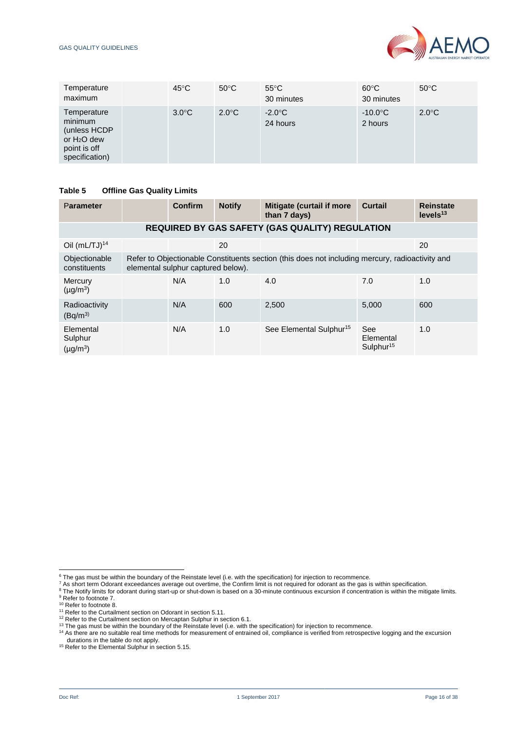| Temperature maximum | | 45°C | 50°C | 55°C 30 minutes | 60°C 30 minutes | 50°C |
|---|---|---|---|---|---|---|
| Temperature minimum (unless HCDP or $H_2O$ dew point is off specification) | | 3.0°C | 2.0°C | -2.0°C 24 hours | -10.0°C 2 hours | 2.0°C |

**Table 5 Offline Gas Quality Limits**

| Parameter | | Confirm | Notify | Mitigate (curtail if more than 7 days) | Curtail | Reinstate levels[13] |
|---|---|---|---|---|---|---|
| **REQUIRED BY GAS SAFETY (GAS QUALITY) REGULATION** | | | | | | |
| Oil (mL/TJ)[14] | | | 20 | | | 20 |
| Objectionable constituents | Refer to Objectionable Constituents section (this does not including mercury, radioactivity and elemental sulphur captured below). | | | | | |
| Mercury ($\mu g/m^3$) | | N/A | 1.0 | 4.0 | 7.0 | 1.0 |
| Radioactivity ($Bq/m^3$) | | N/A | 600 | 2,500 | 5,000 | 600 |
| Elemental Sulphur ($\mu g/m^3$) | | N/A | 1.0 | See Elemental Sulphur[15] | See Elemental Sulphur[15] | 1.0 |

---

[6] The gas must be within the boundary of the Reinstate level (i.e. with the specification) for injection to recommence.
[7] As short term Odorant exceedances average out overtime, the Confirm limit is not required for odorant as the gas is within specification.
[8] The Notify limits for odorant during start-up or shut-down is based on a 30-minute continuous excursion if concentration is within the mitigate limits.
[9] Refer to footnote 7.
[10] Refer to footnote 8.
[11] Refer to the Curtailment section on Odorant in section 5.11.
[12] Refer to the Curtailment section on Mercaptan Sulphur in section 6.1.
[13] The gas must be within the boundary of the Reinstate level (i.e. with the specification) for injection to recommence.
[14] As there are no suitable real time methods for measurement of entrained oil, compliance is verified from retrospective logging and the excursion durations in the table do not apply.
[15] Refer to the Elemental Sulphur in section 5.15.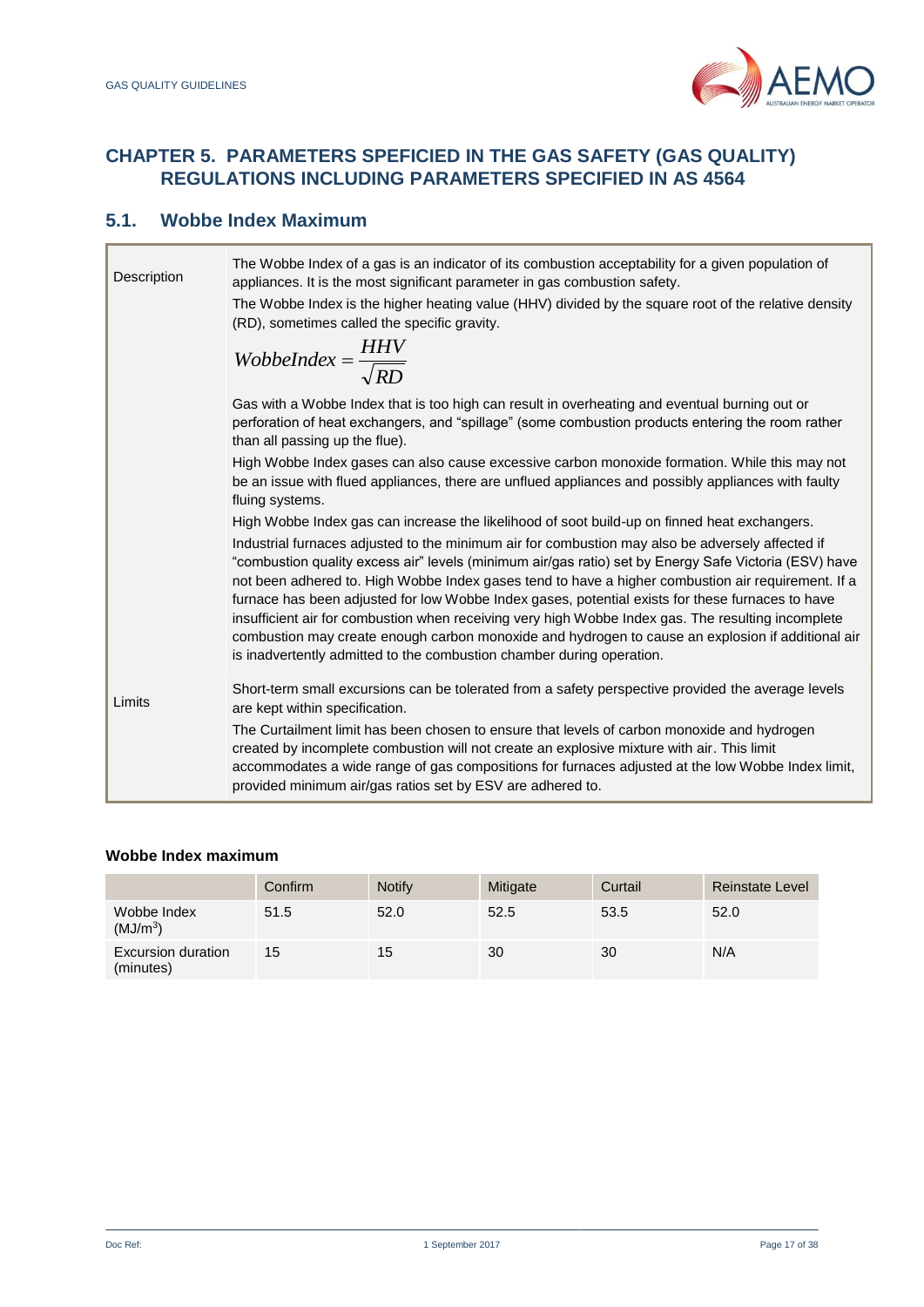# CHAPTER 5. PARAMETERS SPEFICIED IN THE GAS SAFETY (GAS QUALITY) REGULATIONS INCLUDING PARAMETERS SPECIFIED IN AS 4564

## 5.1. Wobbe Index Maximum

| | |
|---|---|
| Description | The Wobbe Index of a gas is an indicator of its combustion acceptability for a given population of appliances. It is the most significant parameter in gas combustion safety.<br>The Wobbe Index is the higher heating value (HHV) divided by the square root of the relative density (RD), sometimes called the specific gravity.<br>$WobbeIndex = \frac{HHV}{\sqrt{RD}}$<br>Gas with a Wobbe Index that is too high can result in overheating and eventual burning out or perforation of heat exchangers, and "spillage" (some combustion products entering the room rather than all passing up the flue).<br>High Wobbe Index gases can also cause excessive carbon monoxide formation. While this may not be an issue with flued appliances, there are unflued appliances and possibly appliances with faulty fluing systems.<br>High Wobbe Index gas can increase the likelihood of soot build-up on finned heat exchangers.<br>Industrial furnaces adjusted to the minimum air for combustion may also be adversely affected if "combustion quality excess air" levels (minimum air/gas ratio) set by Energy Safe Victoria (ESV) have not been adhered to. High Wobbe Index gases tend to have a higher combustion air requirement. If a furnace has been adjusted for low Wobbe Index gases, potential exists for these furnaces to have insufficient air for combustion when receiving very high Wobbe Index gas. The resulting incomplete combustion may create enough carbon monoxide and hydrogen to cause an explosion if additional air is inadvertently admitted to the combustion chamber during operation. |
| Limits | Short-term small excursions can be tolerated from a safety perspective provided the average levels are kept within specification.<br>The Curtailment limit has been chosen to ensure that levels of carbon monoxide and hydrogen created by incomplete combustion will not create an explosive mixture with air. This limit accommodates a wide range of gas compositions for furnaces adjusted at the low Wobbe Index limit, provided minimum air/gas ratios set by ESV are adhered to. |

**Wobbe Index maximum**

| | Confirm | Notify | Mitigate | Curtail | Reinstate Level |
|---|---|---|---|---|---|
| Wobbe Index ($MJ/m^3$) | 51.5 | 52.0 | 52.5 | 53.5 | 52.0 |
| Excursion duration (minutes) | 15 | 15 | 30 | 30 | N/A |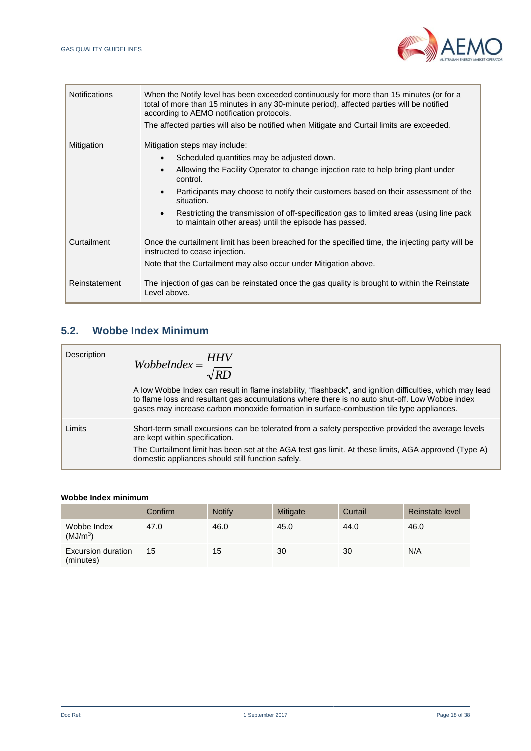| | |
|---|---|
| Notifications | When the Notify level has been exceeded continuously for more than 15 minutes (or for a total of more than 15 minutes in any 30-minute period), affected parties will be notified according to AEMO notification protocols.<br>The affected parties will also be notified when Mitigate and Curtail limits are exceeded. |
| Mitigation | Mitigation steps may include:<br>• Scheduled quantities may be adjusted down.<br>• Allowing the Facility Operator to change injection rate to help bring plant under control.<br>• Participants may choose to notify their customers based on their assessment of the situation.<br>• Restricting the transmission of off-specification gas to limited areas (using line pack to maintain other areas) until the episode has passed. |
| Curtailment | Once the curtailment limit has been breached for the specified time, the injecting party will be instructed to cease injection.<br>Note that the Curtailment may also occur under Mitigation above. |
| Reinstatement | The injection of gas can be reinstated once the gas quality is brought to within the Reinstate Level above. |

## 5.2. Wobbe Index Minimum

| | |
|---|---|
| Description | $WobbeIndex = \frac{HHV}{\sqrt{RD}}$<br>A low Wobbe Index can result in flame instability, "flashback", and ignition difficulties, which may lead to flame loss and resultant gas accumulations where there is no auto shut-off. Low Wobbe index gases may increase carbon monoxide formation in surface-combustion tile type appliances. |
| Limits | Short-term small excursions can be tolerated from a safety perspective provided the average levels are kept within specification.<br>The Curtailment limit has been set at the AGA test gas limit. At these limits, AGA approved (Type A) domestic appliances should still function safely. |

**Wobbe Index minimum**

| | Confirm | Notify | Mitigate | Curtail | Reinstate level |
|---|---|---|---|---|---|
| Wobbe Index ($MJ/m^3$) | 47.0 | 46.0 | 45.0 | 44.0 | 46.0 |
| Excursion duration (minutes) | 15 | 15 | 30 | 30 | N/A |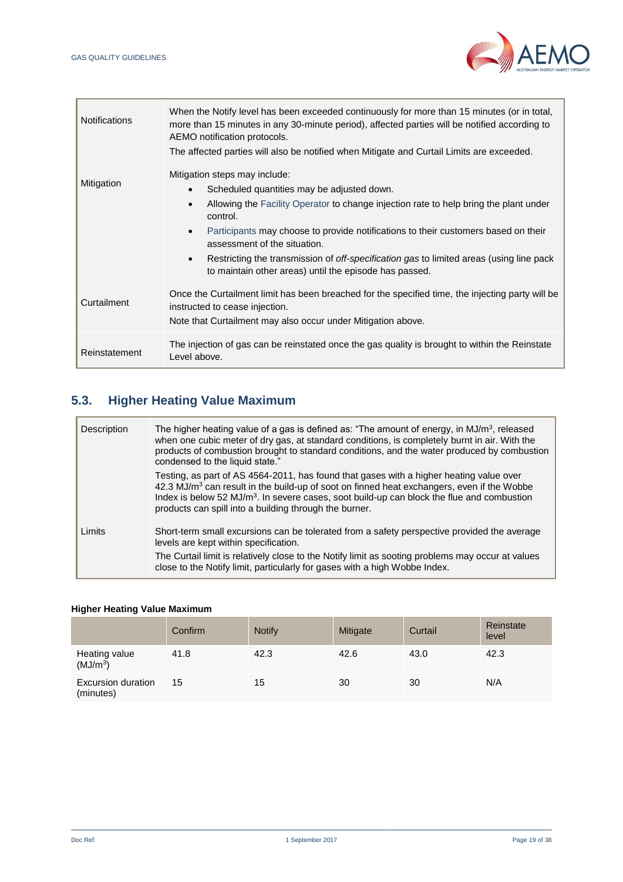| | |
|---|---|
| Notifications | When the Notify level has been exceeded continuously for more than 15 minutes (or in total, more than 15 minutes in any 30-minute period), affected parties will be notified according to AEMO notification protocols.<br>The affected parties will also be notified when Mitigate and Curtail Limits are exceeded. |
| Mitigation | Mitigation steps may include:<br>• Scheduled quantities may be adjusted down.<br>• Allowing the Facility Operator to change injection rate to help bring the plant under control.<br>• Participants may choose to provide notifications to their customers based on their assessment of the situation.<br>• Restricting the transmission of *off-specification gas* to limited areas (using line pack to maintain other areas) until the episode has passed. |
| Curtailment | Once the Curtailment limit has been breached for the specified time, the injecting party will be instructed to cease injection.<br>Note that Curtailment may also occur under Mitigation above. |
| Reinstatement | The injection of gas can be reinstated once the gas quality is brought to within the Reinstate Level above. |

## 5.3. Higher Heating Value Maximum

| | |
|---|---|
| Description | The higher heating value of a gas is defined as: "The amount of energy, in MJ/m$^3$, released when one cubic meter of dry gas, at standard conditions, is completely burnt in air. With the products of combustion brought to standard conditions, and the water produced by combustion condensed to the liquid state."<br>Testing, as part of AS 4564-2011, has found that gases with a higher heating value over 42.3 MJ/m$^3$ can result in the build-up of soot on finned heat exchangers, even if the Wobbe Index is below 52 MJ/m$^3$. In severe cases, soot build-up can block the flue and combustion products can spill into a building through the burner. |
| Limits | Short-term small excursions can be tolerated from a safety perspective provided the average levels are kept within specification.<br>The Curtail limit is relatively close to the Notify limit as sooting problems may occur at values close to the Notify limit, particularly for gases with a high Wobbe Index. |

**Higher Heating Value Maximum**

| | Confirm | Notify | Mitigate | Curtail | Reinstate level |
|---|---|---|---|---|---|
| Heating value (MJ/m$^3$) | 41.8 | 42.3 | 42.6 | 43.0 | 42.3 |
| Excursion duration (minutes) | 15 | 15 | 30 | 30 | N/A |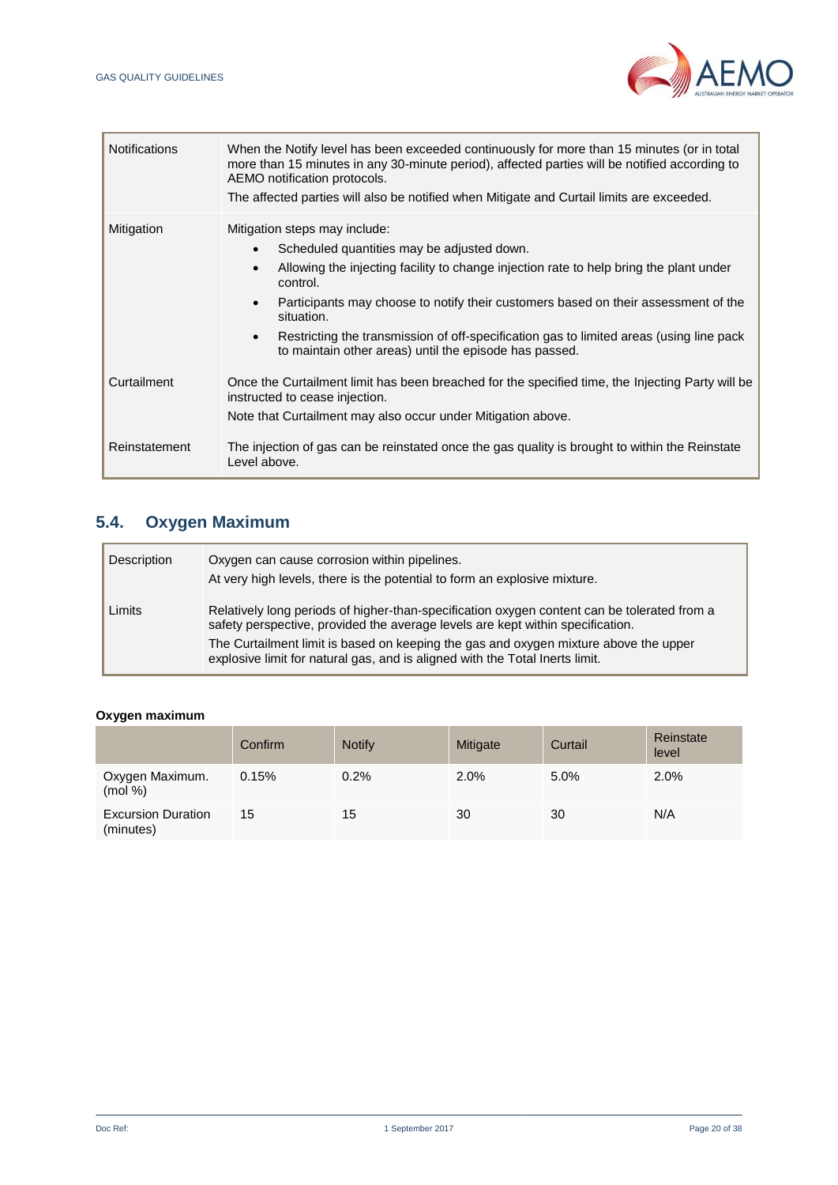| | |
|---|---|
| Notifications | When the Notify level has been exceeded continuously for more than 15 minutes (or in total more than 15 minutes in any 30-minute period), affected parties will be notified according to AEMO notification protocols.<br>The affected parties will also be notified when Mitigate and Curtail limits are exceeded. |
| Mitigation | Mitigation steps may include:<br>• Scheduled quantities may be adjusted down.<br>• Allowing the injecting facility to change injection rate to help bring the plant under control.<br>• Participants may choose to notify their customers based on their assessment of the situation.<br>• Restricting the transmission of off-specification gas to limited areas (using line pack to maintain other areas) until the episode has passed. |
| Curtailment | Once the Curtailment limit has been breached for the specified time, the Injecting Party will be instructed to cease injection.<br>Note that Curtailment may also occur under Mitigation above. |
| Reinstatement | The injection of gas can be reinstated once the gas quality is brought to within the Reinstate Level above. |

## 5.4. Oxygen Maximum

| | |
|---|---|
| Description | Oxygen can cause corrosion within pipelines.<br>At very high levels, there is the potential to form an explosive mixture. |
| Limits | Relatively long periods of higher-than-specification oxygen content can be tolerated from a safety perspective, provided the average levels are kept within specification.<br>The Curtailment limit is based on keeping the gas and oxygen mixture above the upper explosive limit for natural gas, and is aligned with the Total Inerts limit. |

**Oxygen maximum**

| | Confirm | Notify | Mitigate | Curtail | Reinstate level |
|---|---|---|---|---|---|
| Oxygen Maximum. (mol %) | 0.15% | 0.2% | 2.0% | 5.0% | 2.0% |
| Excursion Duration (minutes) | 15 | 15 | 30 | 30 | N/A |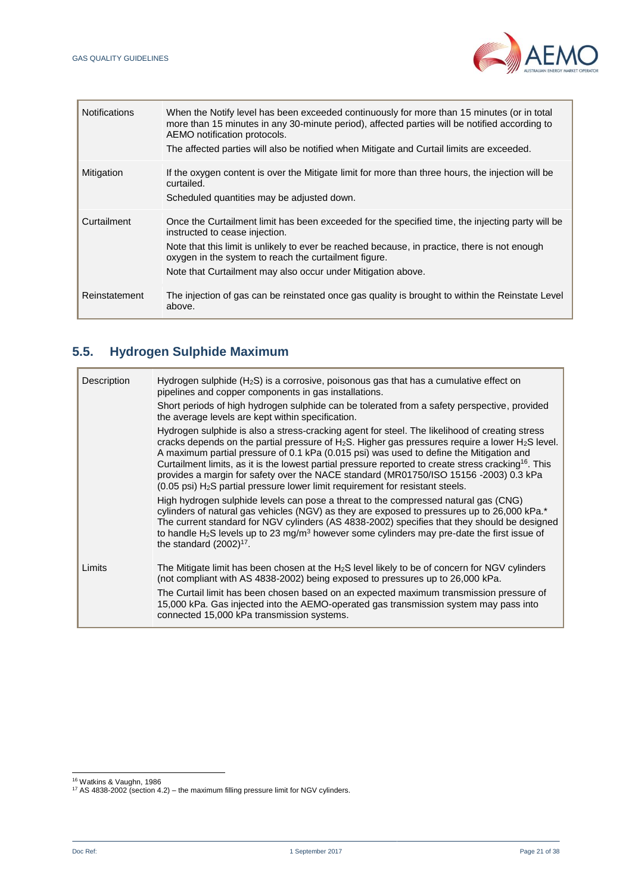| | |
|---|---|
| Notifications | When the Notify level has been exceeded continuously for more than 15 minutes (or in total more than 15 minutes in any 30-minute period), affected parties will be notified according to AEMO notification protocols.<br>The affected parties will also be notified when Mitigate and Curtail limits are exceeded. |
| Mitigation | If the oxygen content is over the Mitigate limit for more than three hours, the injection will be curtailed.<br>Scheduled quantities may be adjusted down. |
| Curtailment | Once the Curtailment limit has been exceeded for the specified time, the injecting party will be instructed to cease injection.<br>Note that this limit is unlikely to ever be reached because, in practice, there is not enough oxygen in the system to reach the curtailment figure.<br>Note that Curtailment may also occur under Mitigation above. |
| Reinstatement | The injection of gas can be reinstated once gas quality is brought to within the Reinstate Level above. |

## 5.5. Hydrogen Sulphide Maximum

| | |
|---|---|
| Description | Hydrogen sulphide ($H_2S$) is a corrosive, poisonous gas that has a cumulative effect on pipelines and copper components in gas installations.<br>Short periods of high hydrogen sulphide can be tolerated from a safety perspective, provided the average levels are kept within specification.<br>Hydrogen sulphide is also a stress-cracking agent for steel. The likelihood of creating stress cracks depends on the partial pressure of $H_2S$. Higher gas pressures require a lower $H_2S$ level. A maximum partial pressure of 0.1 kPa (0.015 psi) was used to define the Mitigation and Curtailment limits, as it is the lowest partial pressure reported to create stress cracking[16]. This provides a margin for safety over the NACE standard (MR01750/ISO 15156 -2003) 0.3 kPa (0.05 psi) $H_2S$ partial pressure lower limit requirement for resistant steels.<br>High hydrogen sulphide levels can pose a threat to the compressed natural gas (CNG) cylinders of natural gas vehicles (NGV) as they are exposed to pressures up to 26,000 kPa.* The current standard for NGV cylinders (AS 4838-2002) specifies that they should be designed to handle $H_2S$ levels up to 23 mg/m$^3$ however some cylinders may pre-date the first issue of the standard (2002)[17]. |
| Limits | The Mitigate limit has been chosen at the $H_2S$ level likely to be of concern for NGV cylinders (not compliant with AS 4838-2002) being exposed to pressures up to 26,000 kPa.<br>The Curtail limit has been chosen based on an expected maximum transmission pressure of 15,000 kPa. Gas injected into the AEMO-operated gas transmission system may pass into connected 15,000 kPa transmission systems. |

[16] Watkins & Vaughn, 1986

[17] AS 4838-2002 (section 4.2) – the maximum filling pressure limit for NGV cylinders.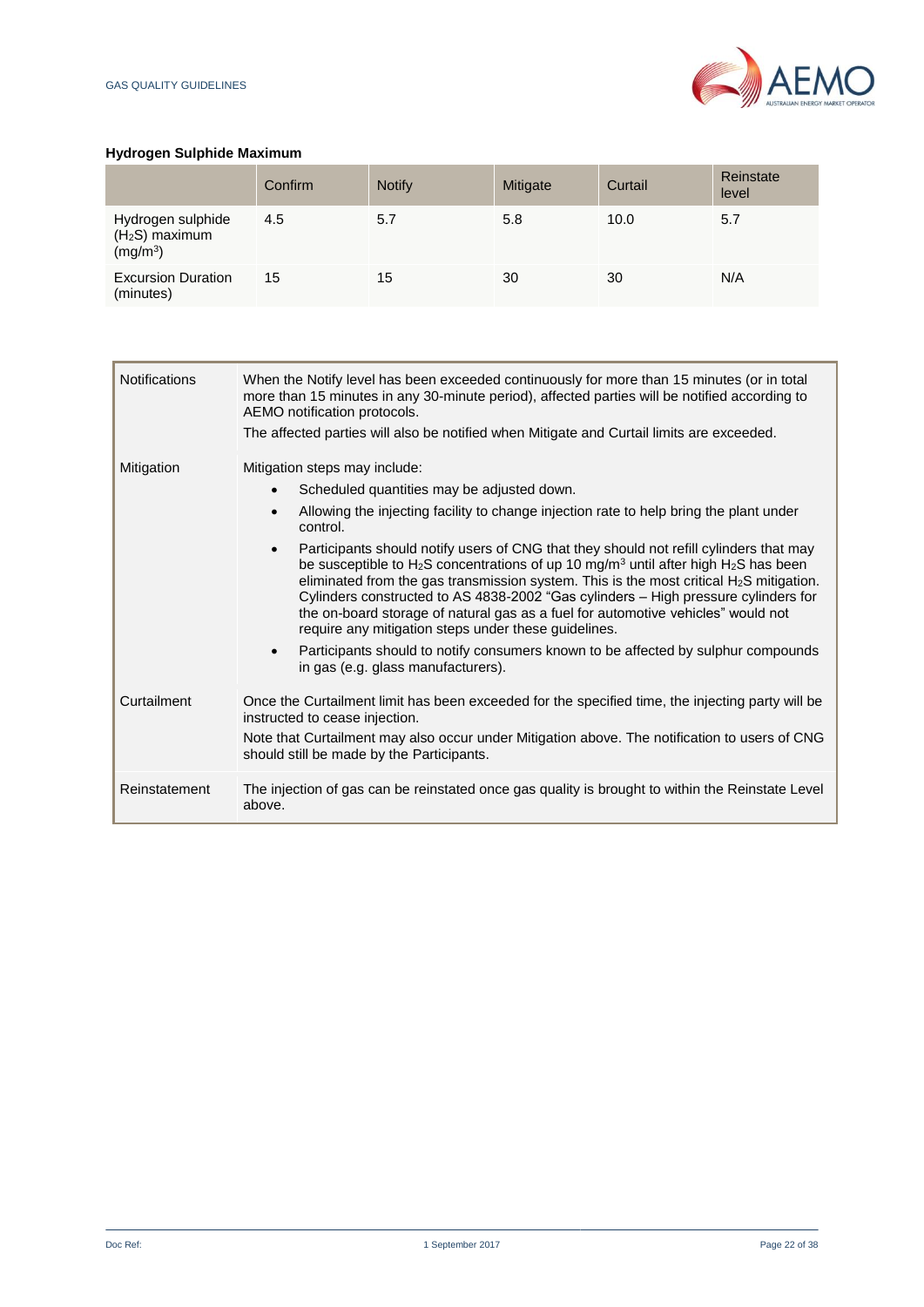### Hydrogen Sulphide Maximum

| | Confirm | Notify | Mitigate | Curtail | Reinstate level |
|---|---|---|---|---|---|
| Hydrogen sulphide ($H_2S$) maximum ($mg/m^3$) | 4.5 | 5.7 | 5.8 | 10.0 | 5.7 |
| Excursion Duration (minutes) | 15 | 15 | 30 | 30 | N/A |

| | |
|---|---|
| Notifications | When the Notify level has been exceeded continuously for more than 15 minutes (or in total more than 15 minutes in any 30-minute period), affected parties will be notified according to AEMO notification protocols.<br>The affected parties will also be notified when Mitigate and Curtail limits are exceeded. |
| Mitigation | Mitigation steps may include:<br>• Scheduled quantities may be adjusted down.<br>• Allowing the injecting facility to change injection rate to help bring the plant under control.<br>• Participants should notify users of CNG that they should not refill cylinders that may be susceptible to $H_2S$ concentrations of up to 10 $mg/m^3$ until after high $H_2S$ has been eliminated from the gas transmission system. This is the most critical $H_2S$ mitigation. Cylinders constructed to AS 4838-2002 "Gas cylinders – High pressure cylinders for the on-board storage of natural gas as a fuel for automotive vehicles" would not require any mitigation steps under these guidelines.<br>• Participants should to notify consumers known to be affected by sulphur compounds in gas (e.g. glass manufacturers). |
| Curtailment | Once the Curtailment limit has been exceeded for the specified time, the injecting party will be instructed to cease injection.<br>Note that Curtailment may also occur under Mitigation above. The notification to users of CNG should still be made by the Participants. |
| Reinstatement | The injection of gas can be reinstated once gas quality is brought to within the Reinstate Level above. |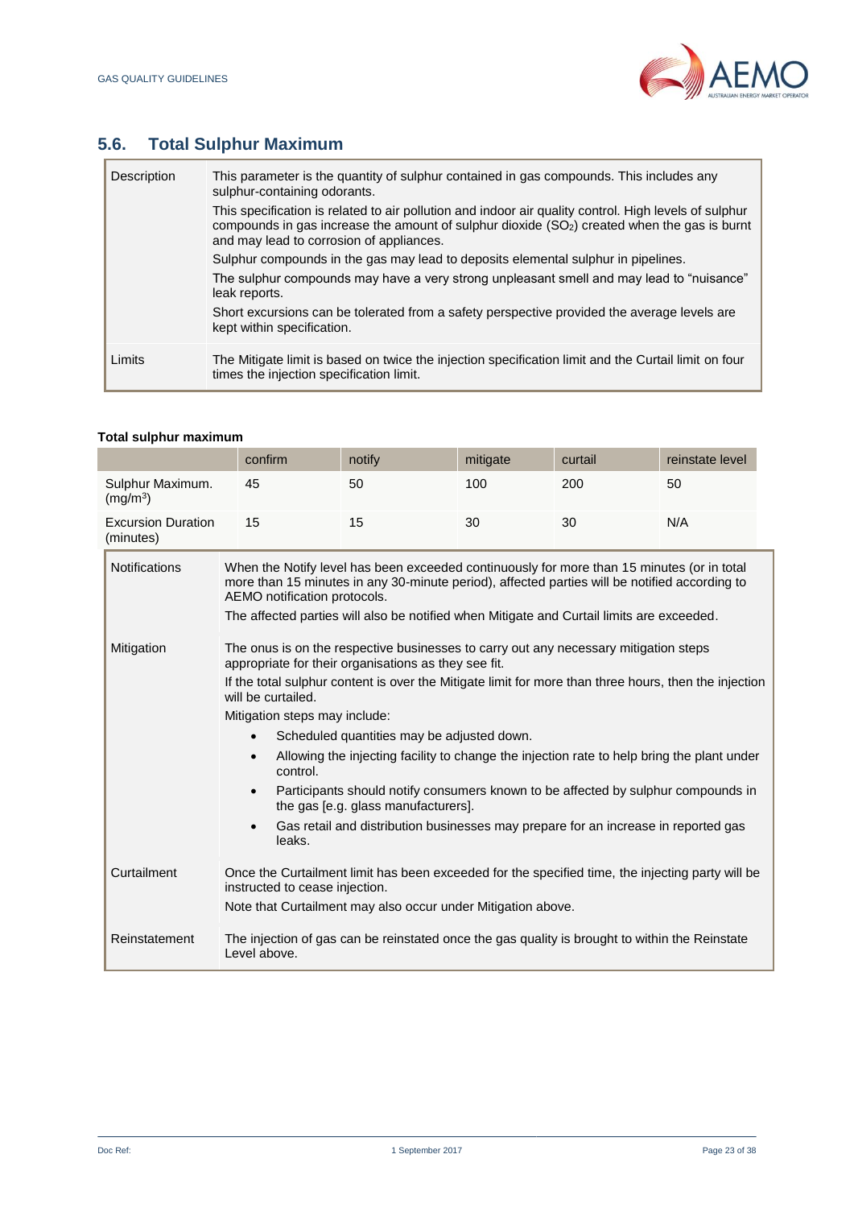## 5.6. Total Sulphur Maximum

| | |
|---|---|
| Description | This parameter is the quantity of sulphur contained in gas compounds. This includes any sulphur-containing odorants.<br>This specification is related to air pollution and indoor air quality control. High levels of sulphur compounds in gas increase the amount of sulphur dioxide ($SO_2$) created when the gas is burnt and may lead to corrosion of appliances.<br>Sulphur compounds in the gas may lead to deposits elemental sulphur in pipelines.<br>The sulphur compounds may have a very strong unpleasant smell and may lead to "nuisance" leak reports.<br>Short excursions can be tolerated from a safety perspective provided the average levels are kept within specification. |
| Limits | The Mitigate limit is based on twice the injection specification limit and the Curtail limit on four times the injection specification limit. |

**Total sulphur maximum**

| | confirm | notify | mitigate | curtail | reinstate level |
|---|---|---|---|---|---|
| Sulphur Maximum. ($mg/m^3$) | 45 | 50 | 100 | 200 | 50 |
| Excursion Duration (minutes) | 15 | 15 | 30 | 30 | N/A |

| | |
|---|---|
| Notifications | When the Notify level has been exceeded continuously for more than 15 minutes (or in total more than 15 minutes in any 30-minute period), affected parties will be notified according to AEMO notification protocols.<br>The affected parties will also be notified when Mitigate and Curtail limits are exceeded. |
| Mitigation | The onus is on the respective businesses to carry out any necessary mitigation steps appropriate for their organisations as they see fit.<br>If the total sulphur content is over the Mitigate limit for more than three hours, then the injection will be curtailed.<br>Mitigation steps may include:<br>• Scheduled quantities may be adjusted down.<br>• Allowing the injecting facility to change the injection rate to help bring the plant under control.<br>• Participants should notify consumers known to be affected by sulphur compounds in the gas [e.g. glass manufacturers].<br>• Gas retail and distribution businesses may prepare for an increase in reported gas leaks. |
| Curtailment | Once the Curtailment limit has been exceeded for the specified time, the injecting party will be instructed to cease injection.<br>Note that Curtailment may also occur under Mitigation above. |
| Reinstatement | The injection of gas can be reinstated once the gas quality is brought to within the Reinstate Level above. |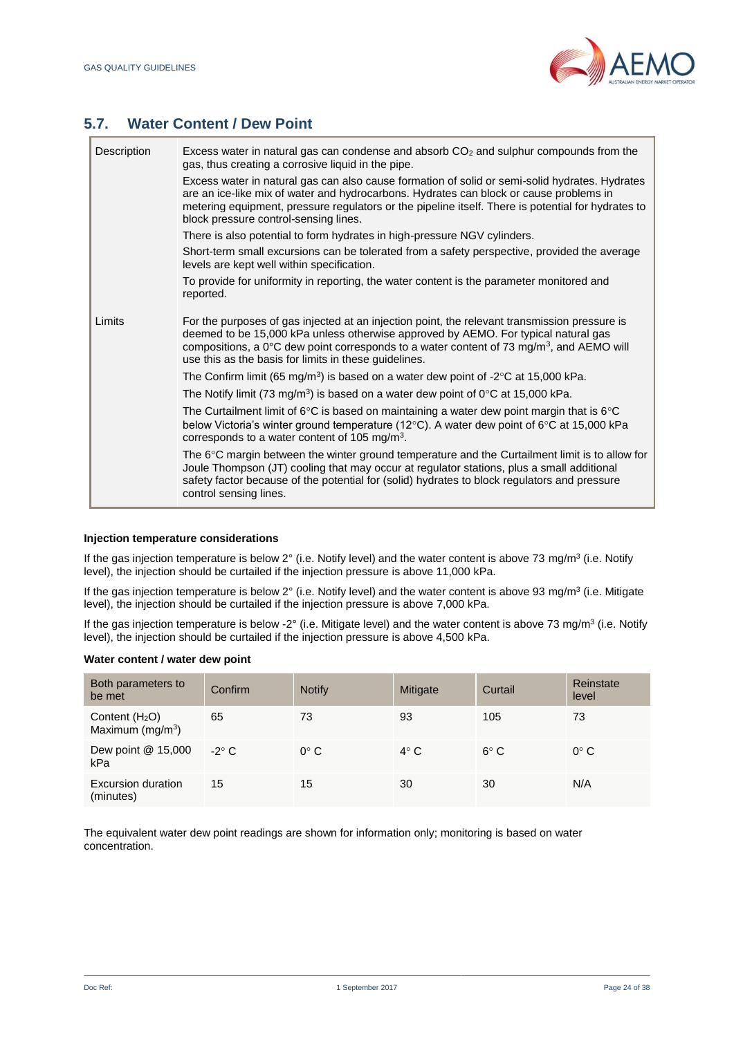## 5.7. Water Content / Dew Point

| | |
|---|---|
| Description | Excess water in natural gas can condense and absorb $CO_2$ and sulphur compounds from the gas, thus creating a corrosive liquid in the pipe. Excess water in natural gas can also cause formation of solid or semi-solid hydrates. Hydrates are an ice-like mix of water and hydrocarbons. Hydrates can block or cause problems in metering equipment, pressure regulators or the pipeline itself. There is potential for hydrates to block pressure control-sensing lines. There is also potential to form hydrates in high-pressure NGV cylinders. Short-term small excursions can be tolerated from a safety perspective, provided the average levels are kept well within specification. To provide for uniformity in reporting, the water content is the parameter monitored and reported. |
| Limits | For the purposes of gas injected at an injection point, the relevant transmission pressure is deemed to be 15,000 kPa unless otherwise approved by AEMO. For typical natural gas compositions, a 0°C dew point corresponds to a water content of 73 mg/m$^3$, and AEMO will use this as the basis for limits in these guidelines. The Confirm limit (65 mg/m$^3$) is based on a water dew point of -2°C at 15,000 kPa. The Notify limit (73 mg/m$^3$) is based on a water dew point of 0°C at 15,000 kPa. The Curtailment limit of 6°C is based on maintaining a water dew point margin that is 6°C below Victoria's winter ground temperature (12°C). A water dew point of 6°C at 15,000 kPa corresponds to a water content of 105 mg/m$^3$. The 6°C margin between the winter ground temperature and the Curtailment limit is to allow for Joule Thompson (JT) cooling that may occur at regulator stations, plus a small additional safety factor because of the potential for (solid) hydrates to block regulators and pressure control sensing lines. |

**Injection temperature considerations**

If the gas injection temperature is below 2° (i.e. Notify level) and the water content is above 73 mg/m$^3$ (i.e. Notify level), the injection should be curtailed if the injection pressure is above 11,000 kPa.

If the gas injection temperature is below 2° (i.e. Notify level) and the water content is above 93 mg/m$^3$ (i.e. Mitigate level), the injection should be curtailed if the injection pressure is above 7,000 kPa.

If the gas injection temperature is below -2° (i.e. Mitigate level) and the water content is above 73 mg/m$^3$ (i.e. Notify level), the injection should be curtailed if the injection pressure is above 4,500 kPa.

**Water content / water dew point**

| Both parameters to be met | Confirm | Notify | Mitigate | Curtail | Reinstate level |
|---|---|---|---|---|---|
| Content ($H_2O$) Maximum (mg/m$^3$) | 65 | 73 | 93 | 105 | 73 |
| Dew point @ 15,000 kPa | -2° C | 0° C | 4° C | 6° C | 0° C |
| Excursion duration (minutes) | 15 | 15 | 30 | 30 | N/A |

The equivalent water dew point readings are shown for information only; monitoring is based on water concentration.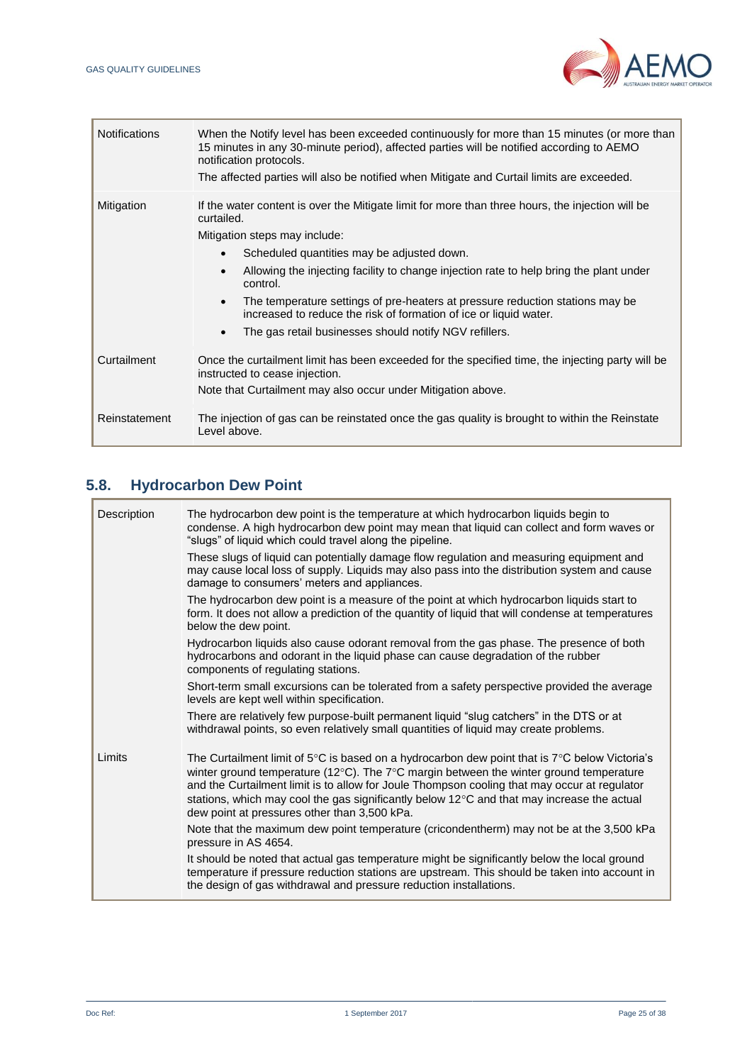| | |
|---|---|
| Notifications | When the Notify level has been exceeded continuously for more than 15 minutes (or more than 15 minutes in any 30-minute period), affected parties will be notified according to AEMO notification protocols.<br>The affected parties will also be notified when Mitigate and Curtail limits are exceeded. |
| Mitigation | If the water content is over the Mitigate limit for more than three hours, the injection will be curtailed.<br>Mitigation steps may include:<br>• Scheduled quantities may be adjusted down.<br>• Allowing the injecting facility to change injection rate to help bring the plant under control.<br>• The temperature settings of pre-heaters at pressure reduction stations may be increased to reduce the risk of formation of ice or liquid water.<br>• The gas retail businesses should notify NGV refillers. |
| Curtailment | Once the curtailment limit has been exceeded for the specified time, the injecting party will be instructed to cease injection.<br>Note that Curtailment may also occur under Mitigation above. |
| Reinstatement | The injection of gas can be reinstated once the gas quality is brought to within the Reinstate Level above. |

## 5.8. Hydrocarbon Dew Point

| | |
|---|---|
| Description | The hydrocarbon dew point is the temperature at which hydrocarbon liquids begin to condense. A high hydrocarbon dew point may mean that liquid can collect and form waves or "slugs" of liquid which could travel along the pipeline.<br>These slugs of liquid can potentially damage flow regulation and measuring equipment and may cause local loss of supply. Liquids may also pass into the distribution system and cause damage to consumers' meters and appliances.<br>The hydrocarbon dew point is a measure of the point at which hydrocarbon liquids start to form. It does not allow a prediction of the quantity of liquid that will condense at temperatures below the dew point.<br>Hydrocarbon liquids also cause odorant removal from the gas phase. The presence of both hydrocarbons and odorant in the liquid phase can cause degradation of the rubber components of regulating stations.<br>Short-term small excursions can be tolerated from a safety perspective provided the average levels are kept well within specification.<br>There are relatively few purpose-built permanent liquid "slug catchers" in the DTS or at withdrawal points, so even relatively small quantities of liquid may create problems. |
| Limits | The Curtailment limit of 5°C is based on a hydrocarbon dew point that is 7°C below Victoria's winter ground temperature (12°C). The 7°C margin between the winter ground temperature and the Curtailment limit is to allow for Joule Thompson cooling that may occur at regulator stations, which may cool the gas significantly below 12°C and that may increase the actual dew point at pressures other than 3,500 kPa.<br>Note that the maximum dew point temperature (cricondentherm) may not be at the 3,500 kPa pressure in AS 4654.<br>It should be noted that actual gas temperature might be significantly below the local ground temperature if pressure reduction stations are upstream. This should be taken into account in the design of gas withdrawal and pressure reduction installations. |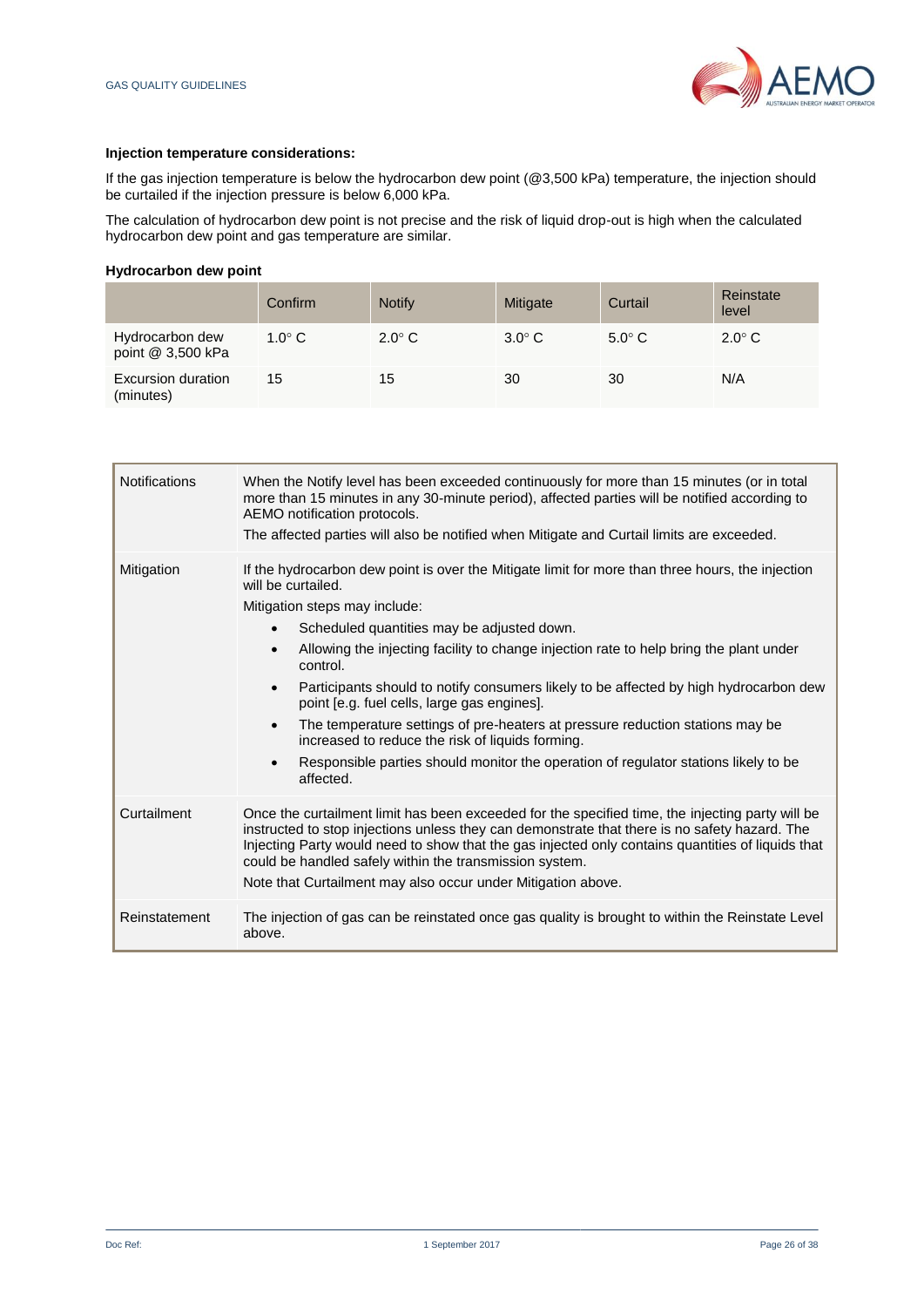**Injection temperature considerations:**

If the gas injection temperature is below the hydrocarbon dew point (@3,500 kPa) temperature, the injection should be curtailed if the injection pressure is below 6,000 kPa.

The calculation of hydrocarbon dew point is not precise and the risk of liquid drop-out is high when the calculated hydrocarbon dew point and gas temperature are similar.

**Hydrocarbon dew point**

| | Confirm | Notify | Mitigate | Curtail | Reinstate level |
|---|---|---|---|---|---|
| Hydrocarbon dew point @ 3,500 kPa | 1.0° C | 2.0° C | 3.0° C | 5.0° C | 2.0° C |
| Excursion duration (minutes) | 15 | 15 | 30 | 30 | N/A |

| | |
|---|---|
| Notifications | When the Notify level has been exceeded continuously for more than 15 minutes (or in total more than 15 minutes in any 30-minute period), affected parties will be notified according to AEMO notification protocols.<br>The affected parties will also be notified when Mitigate and Curtail limits are exceeded. |
| Mitigation | If the hydrocarbon dew point is over the Mitigate limit for more than three hours, the injection will be curtailed.<br>Mitigation steps may include:<br>• Scheduled quantities may be adjusted down.<br>• Allowing the injecting facility to change injection rate to help bring the plant under control.<br>• Participants should to notify consumers likely to be affected by high hydrocarbon dew point [e.g. fuel cells, large gas engines].<br>• The temperature settings of pre-heaters at pressure reduction stations may be increased to reduce the risk of liquids forming.<br>• Responsible parties should monitor the operation of regulator stations likely to be affected. |
| Curtailment | Once the curtailment limit has been exceeded for the specified time, the injecting party will be instructed to stop injections unless they can demonstrate that there is no safety hazard. The Injecting Party would need to show that the gas injected only contains quantities of liquids that could be handled safely within the transmission system.<br>Note that Curtailment may also occur under Mitigation above. |
| Reinstatement | The injection of gas can be reinstated once gas quality is brought to within the Reinstate Level above. |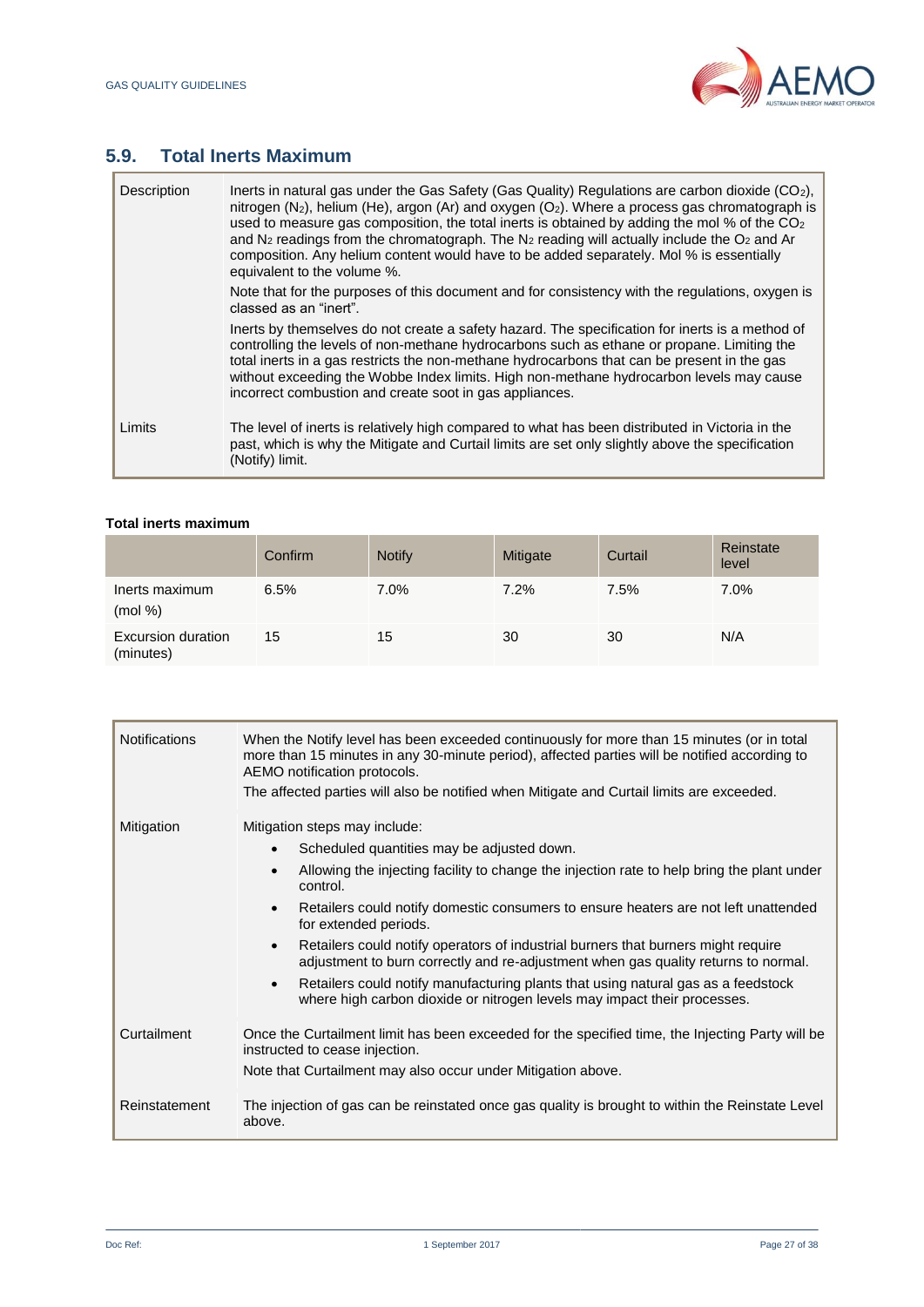## 5.9. Total Inerts Maximum

| | |
|---|---|
| Description | Inerts in natural gas under the Gas Safety (Gas Quality) Regulations are carbon dioxide ($CO_2$), nitrogen ($N_2$), helium (He), argon (Ar) and oxygen ($O_2$). Where a process gas chromatograph is used to measure gas composition, the total inerts is obtained by adding the mol % of the $CO_2$ and $N_2$ readings from the chromatograph. The $N_2$ reading will actually include the $O_2$ and Ar composition. Any helium content would have to be added separately. Mol % is essentially equivalent to the volume %.<br>Note that for the purposes of this document and for consistency with the regulations, oxygen is classed as an "inert".<br>Inerts by themselves do not create a safety hazard. The specification for inerts is a method of controlling the levels of non-methane hydrocarbons such as ethane or propane. Limiting the total inerts in a gas restricts the non-methane hydrocarbons that can be present in the gas without exceeding the Wobbe Index limits. High non-methane hydrocarbon levels may cause incorrect combustion and create soot in gas appliances. |
| Limits | The level of inerts is relatively high compared to what has been distributed in Victoria in the past, which is why the Mitigate and Curtail limits are set only slightly above the specification (Notify) limit. |

**Total inerts maximum**

| | Confirm | Notify | Mitigate | Curtail | Reinstate level |
|---|---|---|---|---|---|
| Inerts maximum (mol %) | 6.5% | 7.0% | 7.2% | 7.5% | 7.0% |
| Excursion duration (minutes) | 15 | 15 | 30 | 30 | N/A |

| | |
|---|---|
| Notifications | When the Notify level has been exceeded continuously for more than 15 minutes (or in total more than 15 minutes in any 30-minute period), affected parties will be notified according to AEMO notification protocols.<br>The affected parties will also be notified when Mitigate and Curtail limits are exceeded. |
| Mitigation | Mitigation steps may include:<br>• Scheduled quantities may be adjusted down.<br>• Allowing the injecting facility to change the injection rate to help bring the plant under control.<br>• Retailers could notify domestic consumers to ensure heaters are not left unattended for extended periods.<br>• Retailers could notify operators of industrial burners that burners might require adjustment to burn correctly and re-adjustment when gas quality returns to normal.<br>• Retailers could notify manufacturing plants that using natural gas as a feedstock where high carbon dioxide or nitrogen levels may impact their processes. |
| Curtailment | Once the Curtailment limit has been exceeded for the specified time, the Injecting Party will be instructed to cease injection.<br>Note that Curtailment may also occur under Mitigation above. |
| Reinstatement | The injection of gas can be reinstated once gas quality is brought to within the Reinstate Level above. |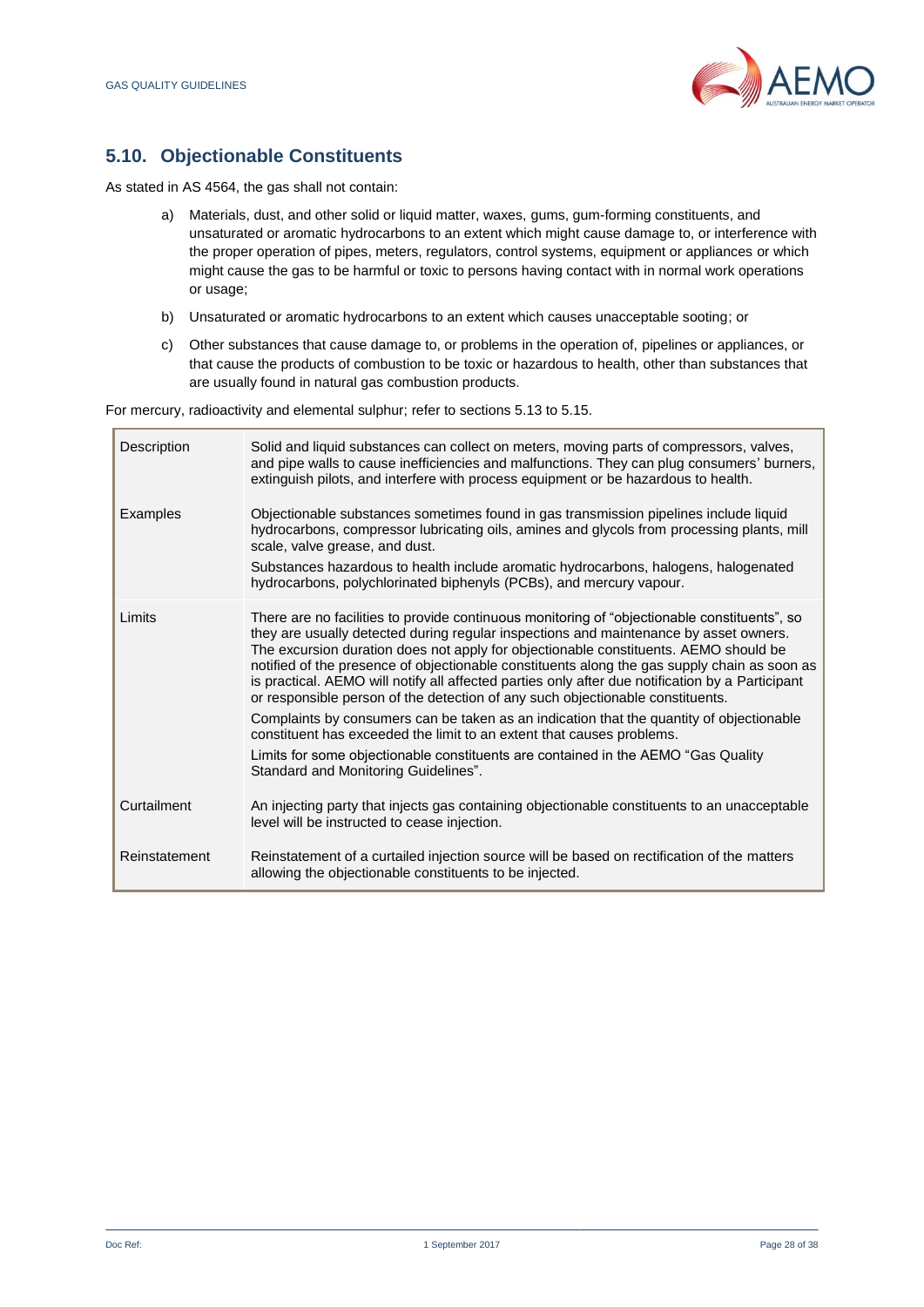## 5.10. Objectionable Constituents

As stated in AS 4564, the gas shall not contain:

a) Materials, dust, and other solid or liquid matter, waxes, gums, gum-forming constituents, and unsaturated or aromatic hydrocarbons to an extent which might cause damage to, or interference with the proper operation of pipes, meters, regulators, control systems, equipment or appliances or which might cause the gas to be harmful or toxic to persons having contact with in normal work operations or usage;

b) Unsaturated or aromatic hydrocarbons to an extent which causes unacceptable sooting; or

c) Other substances that cause damage to, or problems in the operation of, pipelines or appliances, or that cause the products of combustion to be toxic or hazardous to health, other than substances that are usually found in natural gas combustion products.

For mercury, radioactivity and elemental sulphur; refer to sections 5.13 to 5.15.

| | |
|---|---|
| Description | Solid and liquid substances can collect on meters, moving parts of compressors, valves, and pipe walls to cause inefficiencies and malfunctions. They can plug consumers' burners, extinguish pilots, and interfere with process equipment or be hazardous to health. |
| Examples | Objectionable substances sometimes found in gas transmission pipelines include liquid hydrocarbons, compressor lubricating oils, amines and glycols from processing plants, mill scale, valve grease, and dust.<br><br>Substances hazardous to health include aromatic hydrocarbons, halogens, halogenated hydrocarbons, polychlorinated biphenyls (PCBs), and mercury vapour. |
| Limits | There are no facilities to provide continuous monitoring of "objectionable constituents", so they are usually detected during regular inspections and maintenance by asset owners. The excursion duration does not apply for objectionable constituents. AEMO should be notified of the presence of objectionable constituents along the gas supply chain as soon as is practical. AEMO will notify all affected parties only after due notification by a Participant or responsible person of the detection of any such objectionable constituents.<br><br>Complaints by consumers can be taken as an indication that the quantity of objectionable constituent has exceeded the limit to an extent that causes problems.<br><br>Limits for some objectionable constituents are contained in the AEMO "Gas Quality Standard and Monitoring Guidelines". |
| Curtailment | An injecting party that injects gas containing objectionable constituents to an unacceptable level will be instructed to cease injection. |
| Reinstatement | Reinstatement of a curtailed injection source will be based on rectification of the matters allowing the objectionable constituents to be injected. |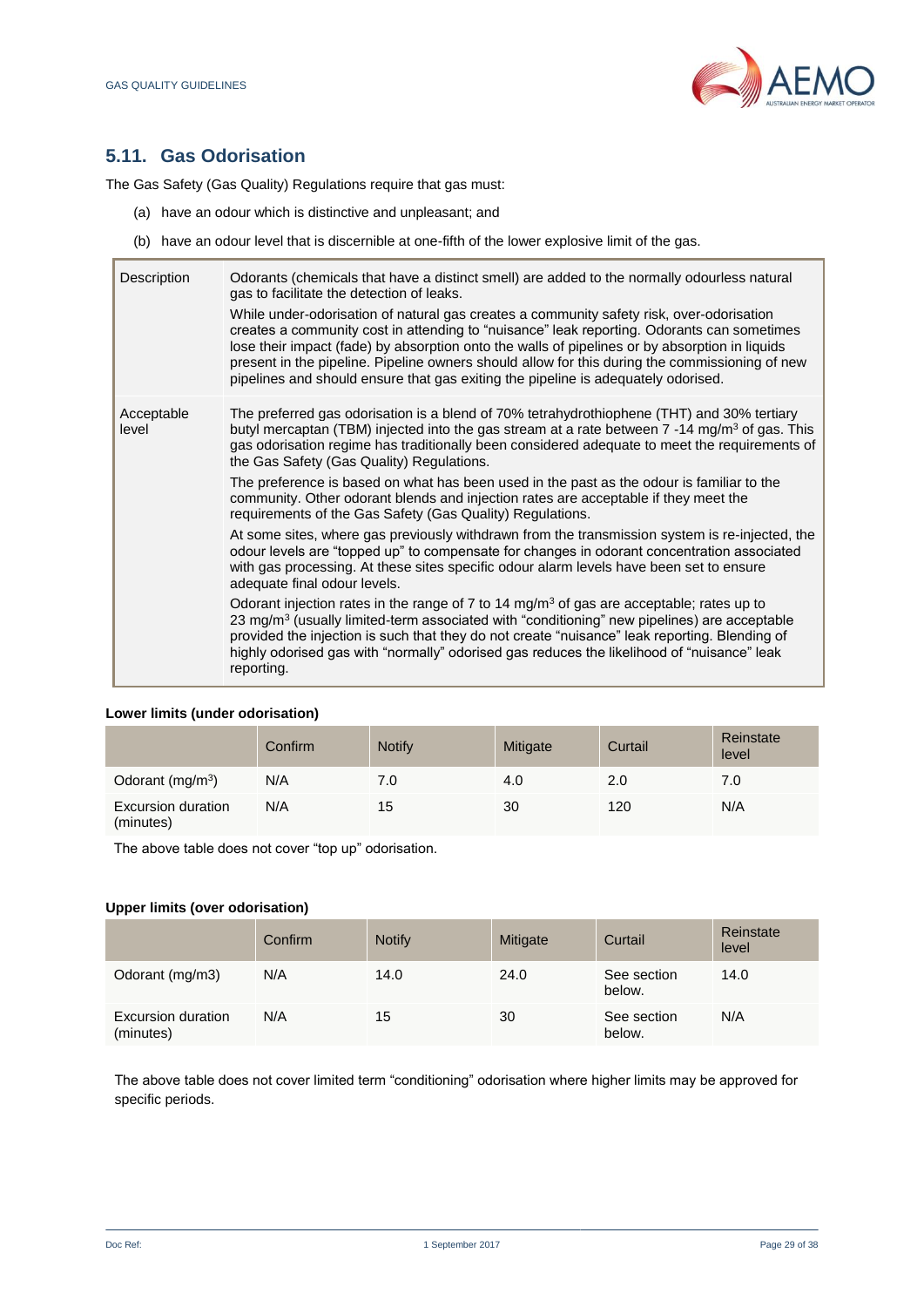## 5.11. Gas Odorisation

The Gas Safety (Gas Quality) Regulations require that gas must:

(a) have an odour which is distinctive and unpleasant; and

(b) have an odour level that is discernible at one-fifth of the lower explosive limit of the gas.

| | |
|---|---|
| Description | Odorants (chemicals that have a distinct smell) are added to the normally odourless natural gas to facilitate the detection of leaks.<br><br>While under-odorisation of natural gas creates a community safety risk, over-odorisation creates a community cost in attending to "nuisance" leak reporting. Odorants can sometimes lose their impact (fade) by absorption onto the walls of pipelines or by absorption in liquids present in the pipeline. Pipeline owners should allow for this during the commissioning of new pipelines and should ensure that gas exiting the pipeline is adequately odorised. |
| Acceptable level | The preferred gas odorisation is a blend of 70% tetrahydrothiophene (THT) and 30% tertiary butyl mercaptan (TBM) injected into the gas stream at a rate between 7 -14 mg/m$^3$ of gas. This gas odorisation regime has traditionally been considered adequate to meet the requirements of the Gas Safety (Gas Quality) Regulations.<br><br>The preference is based on what has been used in the past as the odour is familiar to the community. Other odorant blends and injection rates are acceptable if they meet the requirements of the Gas Safety (Gas Quality) Regulations.<br><br>At some sites, where gas previously withdrawn from the transmission system is re-injected, the odour levels are "topped up" to compensate for changes in odorant concentration associated with gas processing. At these sites specific odour alarm levels have been set to ensure adequate final odour levels.<br><br>Odorant injection rates in the range of 7 to 14 mg/m$^3$ of gas are acceptable; rates up to 23 mg/m$^3$ (usually limited-term associated with "conditioning" new pipelines) are acceptable provided the injection is such that they do not create "nuisance" leak reporting. Blending of highly odorised gas with "normally" odorised gas reduces the likelihood of "nuisance" leak reporting. |

**Lower limits (under odorisation)**

| | Confirm | Notify | Mitigate | Curtail | Reinstate level |
|---|---|---|---|---|---|
| Odorant (mg/m$^3$) | N/A | 7.0 | 4.0 | 2.0 | 7.0 |
| Excursion duration (minutes) | N/A | 15 | 30 | 120 | N/A |

The above table does not cover "top up" odorisation.

**Upper limits (over odorisation)**

| | Confirm | Notify | Mitigate | Curtail | Reinstate level |
|---|---|---|---|---|---|
| Odorant (mg/m3) | N/A | 14.0 | 24.0 | See section below. | 14.0 |
| Excursion duration (minutes) | N/A | 15 | 30 | See section below. | N/A |

The above table does not cover limited term "conditioning" odorisation where higher limits may be approved for specific periods.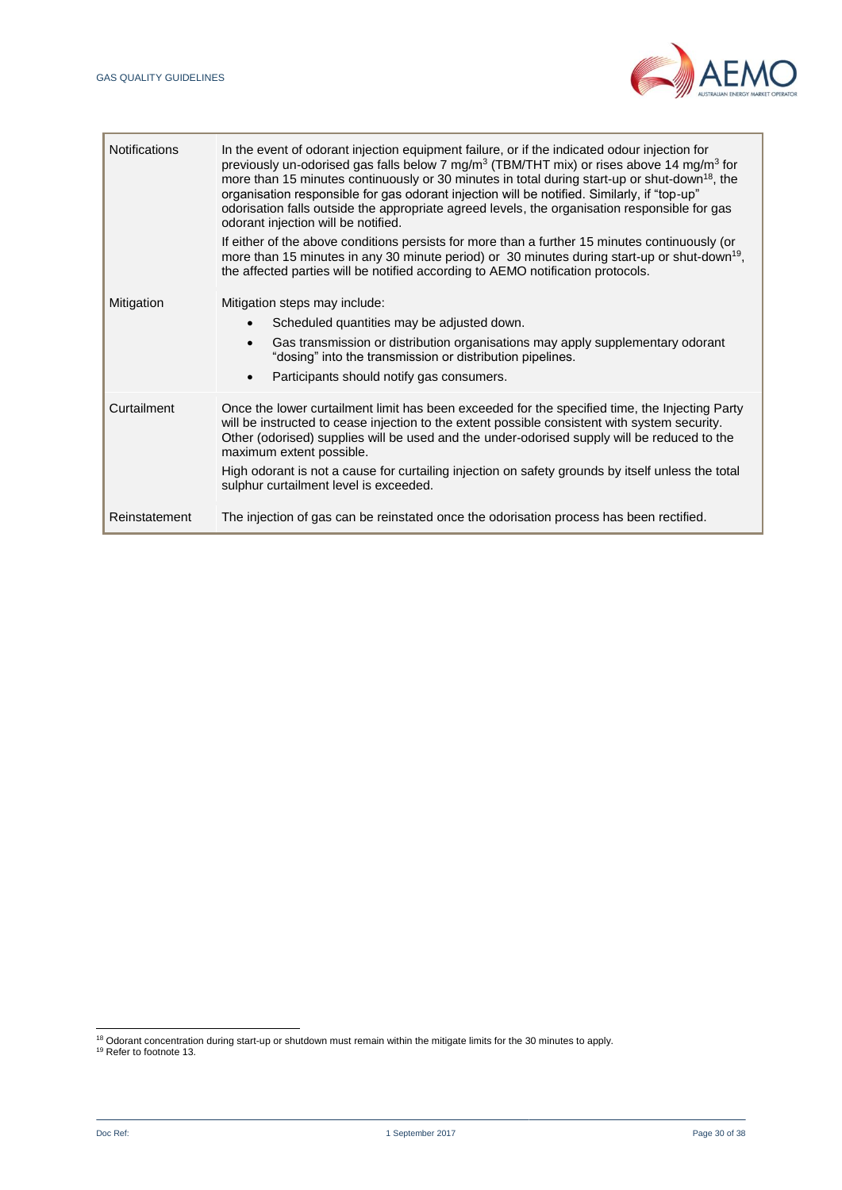| | |
|---|---|
| Notifications | In the event of odorant injection equipment failure, or if the indicated odour injection for previously un-odorised gas falls below 7 mg/$m^3$ (TBM/THT mix) or rises above 14 mg/$m^3$ for more than 15 minutes continuously or 30 minutes in total during start-up or shut-down[18], the organisation responsible for gas odorant injection will be notified. Similarly, if "top-up" odorisation falls outside the appropriate agreed levels, the organisation responsible for gas odorant injection will be notified.<br><br>If either of the above conditions persists for more than a further 15 minutes continuously (or more than 15 minutes in any 30 minute period) or 30 minutes during start-up or shut-down[19], the affected parties will be notified according to AEMO notification protocols. |
| Mitigation | Mitigation steps may include:<br>• Scheduled quantities may be adjusted down.<br>• Gas transmission or distribution organisations may apply supplementary odorant "dosing" into the transmission or distribution pipelines.<br>• Participants should notify gas consumers. |
| Curtailment | Once the lower curtailment limit has been exceeded for the specified time, the Injecting Party will be instructed to cease injection to the extent possible consistent with system security. Other (odorised) supplies will be used and the under-odorised supply will be reduced to the maximum extent possible.<br><br>High odorant is not a cause for curtailing injection on safety grounds by itself unless the total sulphur curtailment level is exceeded. |
| Reinstatement | The injection of gas can be reinstated once the odorisation process has been rectified. |

[18] Odorant concentration during start-up or shutdown must remain within the mitigate limits for the 30 minutes to apply.

[19] Refer to footnote 13.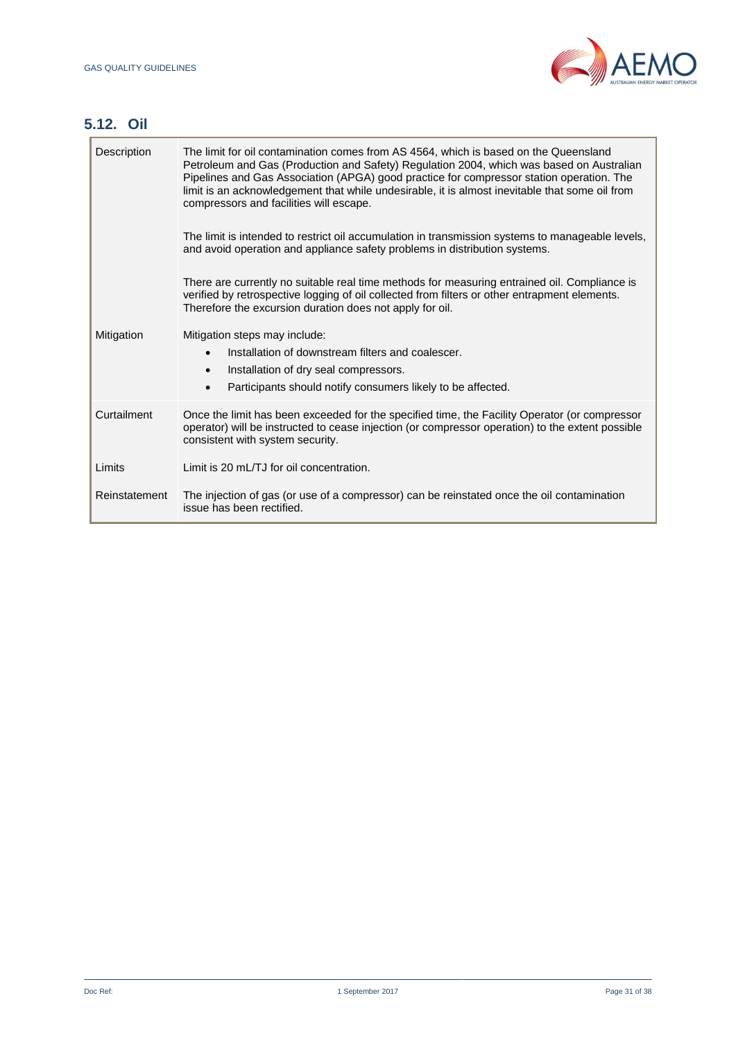## 5.12. Oil

| | |
|---|---|
| Description | The limit for oil contamination comes from AS 4564, which is based on the Queensland Petroleum and Gas (Production and Safety) Regulation 2004, which was based on Australian Pipelines and Gas Association (APGA) good practice for compressor station operation. The limit is an acknowledgement that while undesirable, it is almost inevitable that some oil from compressors and facilities will escape.<br><br>The limit is intended to restrict oil accumulation in transmission systems to manageable levels, and avoid operation and appliance safety problems in distribution systems.<br><br>There are currently no suitable real time methods for measuring entrained oil. Compliance is verified by retrospective logging of oil collected from filters or other entrapment elements. Therefore the excursion duration does not apply for oil. |
| Mitigation | Mitigation steps may include:<br>• Installation of downstream filters and coalescer.<br>• Installation of dry seal compressors.<br>• Participants should notify consumers likely to be affected. |
| Curtailment | Once the limit has been exceeded for the specified time, the Facility Operator (or compressor operator) will be instructed to cease injection (or compressor operation) to the extent possible consistent with system security. |
| Limits | Limit is 20 mL/TJ for oil concentration. |
| Reinstatement | The injection of gas (or use of a compressor) can be reinstated once the oil contamination issue has been rectified. |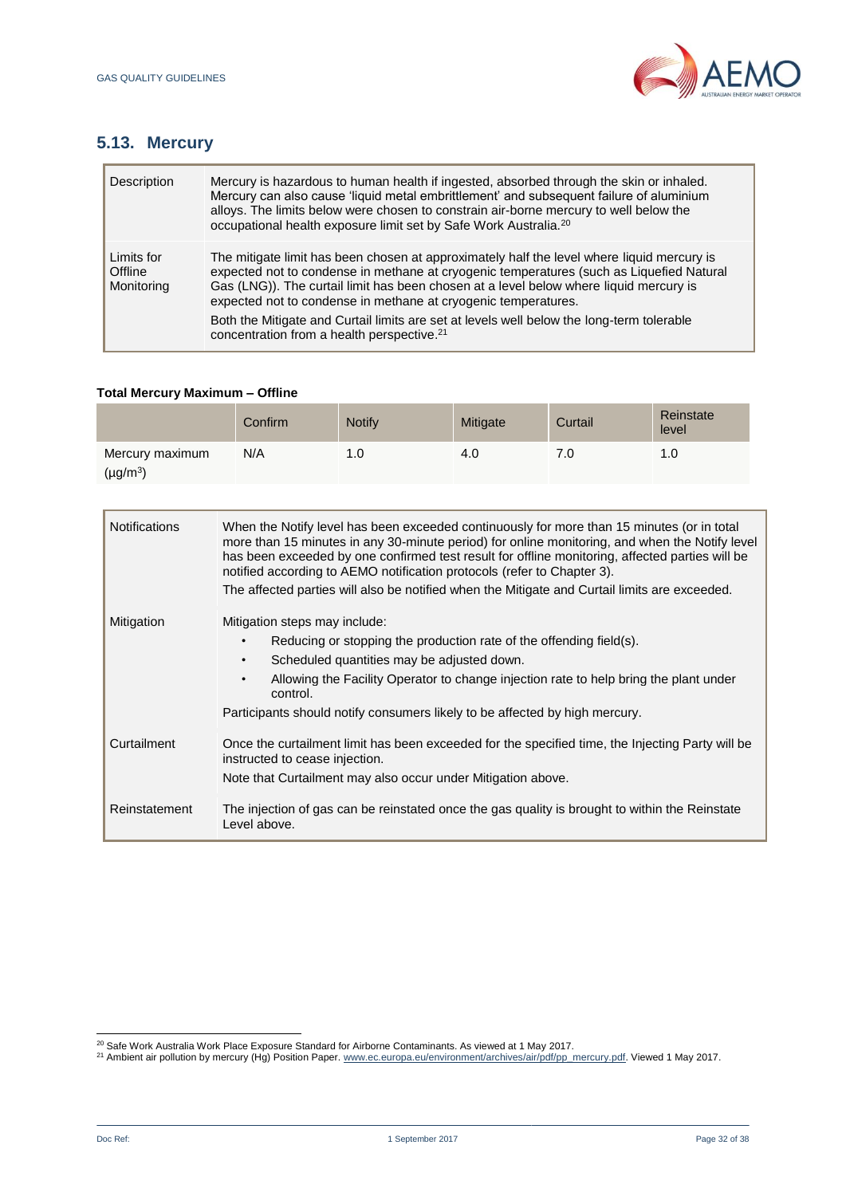## 5.13. Mercury

| | |
|---|---|
| Description | Mercury is hazardous to human health if ingested, absorbed through the skin or inhaled. Mercury can also cause 'liquid metal embrittlement' and subsequent failure of aluminium alloys. The limits below were chosen to constrain air-borne mercury to well below the occupational health exposure limit set by Safe Work Australia.[20] |
| Limits for Offline Monitoring | The mitigate limit has been chosen at approximately half the level where liquid mercury is expected not to condense in methane at cryogenic temperatures (such as Liquefied Natural Gas (LNG)). The curtail limit has been chosen at a level below where liquid mercury is expected not to condense in methane at cryogenic temperatures.<br><br>Both the Mitigate and Curtail limits are set at levels well below the long-term tolerable concentration from a health perspective.[21] |

**Total Mercury Maximum – Offline**

| | Confirm | Notify | Mitigate | Curtail | Reinstate level |
|---|---|---|---|---|---|
| Mercury maximum (μg/m$^3$) | N/A | 1.0 | 4.0 | 7.0 | 1.0 |

| | |
|---|---|
| Notifications | When the Notify level has been exceeded continuously for more than 15 minutes (or in total more than 15 minutes in any 30-minute period) for online monitoring, and when the Notify level has been exceeded by one confirmed test result for offline monitoring, affected parties will be notified according to AEMO notification protocols (refer to Chapter 3).<br><br>The affected parties will also be notified when the Mitigate and Curtail limits are exceeded. |
| Mitigation | Mitigation steps may include:<br>• Reducing or stopping the production rate of the offending field(s).<br>• Scheduled quantities may be adjusted down.<br>• Allowing the Facility Operator to change injection rate to help bring the plant under control.<br><br>Participants should notify consumers likely to be affected by high mercury. |
| Curtailment | Once the curtailment limit has been exceeded for the specified time, the Injecting Party will be instructed to cease injection.<br><br>Note that Curtailment may also occur under Mitigation above. |
| Reinstatement | The injection of gas can be reinstated once the gas quality is brought to within the Reinstate Level above. |

[20] Safe Work Australia Work Place Exposure Standard for Airborne Contaminants. As viewed at 1 May 2017.

[21] Ambient air pollution by mercury (Hg) Position Paper. www.ec.europa.eu/environment/archives/air/pdf/pp_mercury.pdf. Viewed 1 May 2017.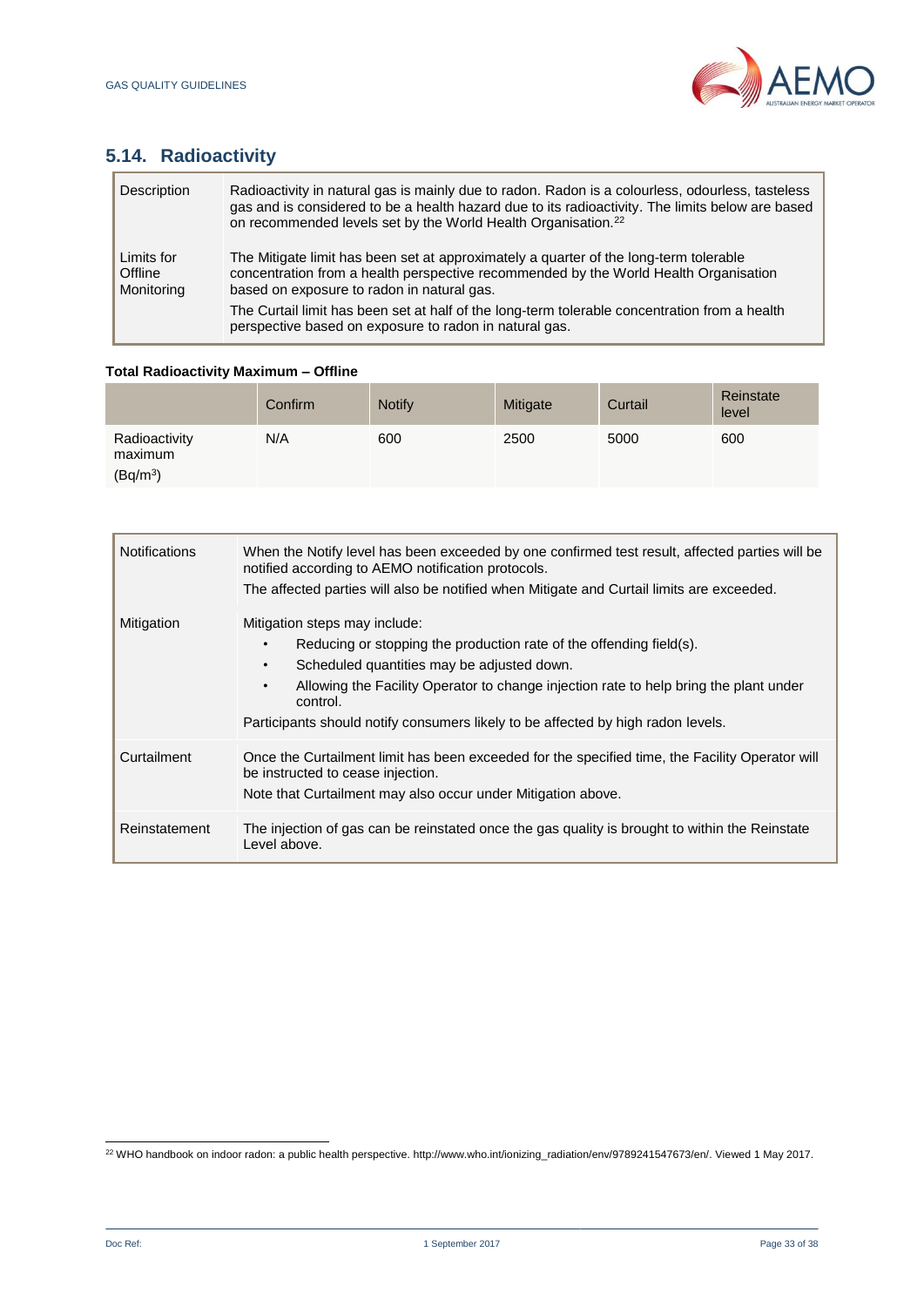## 5.14. Radioactivity

| | |
|---|---|
| Description | Radioactivity in natural gas is mainly due to radon. Radon is a colourless, odourless, tasteless gas and is considered to be a health hazard due to its radioactivity. The limits below are based on recommended levels set by the World Health Organisation.[22] |
| Limits for Offline Monitoring | The Mitigate limit has been set at approximately a quarter of the long-term tolerable concentration from a health perspective recommended by the World Health Organisation based on exposure to radon in natural gas.<br>The Curtail limit has been set at half of the long-term tolerable concentration from a health perspective based on exposure to radon in natural gas. |

**Total Radioactivity Maximum – Offline**

| | Confirm | Notify | Mitigate | Curtail | Reinstate level |
|---|---|---|---|---|---|
| Radioactivity maximum ($Bq/m^3$) | N/A | 600 | 2500 | 5000 | 600 |

| | |
|---|---|
| Notifications | When the Notify level has been exceeded by one confirmed test result, affected parties will be notified according to AEMO notification protocols.<br>The affected parties will also be notified when Mitigate and Curtail limits are exceeded. |
| Mitigation | Mitigation steps may include:<br>• Reducing or stopping the production rate of the offending field(s).<br>• Scheduled quantities may be adjusted down.<br>• Allowing the Facility Operator to change injection rate to help bring the plant under control.<br>Participants should notify consumers likely to be affected by high radon levels. |
| Curtailment | Once the Curtailment limit has been exceeded for the specified time, the Facility Operator will be instructed to cease injection.<br>Note that Curtailment may also occur under Mitigation above. |
| Reinstatement | The injection of gas can be reinstated once the gas quality is brought to within the Reinstate Level above. |

[22] WHO handbook on indoor radon: a public health perspective. http://www.who.int/ionizing_radiation/env/9789241547673/en/. Viewed 1 May 2017.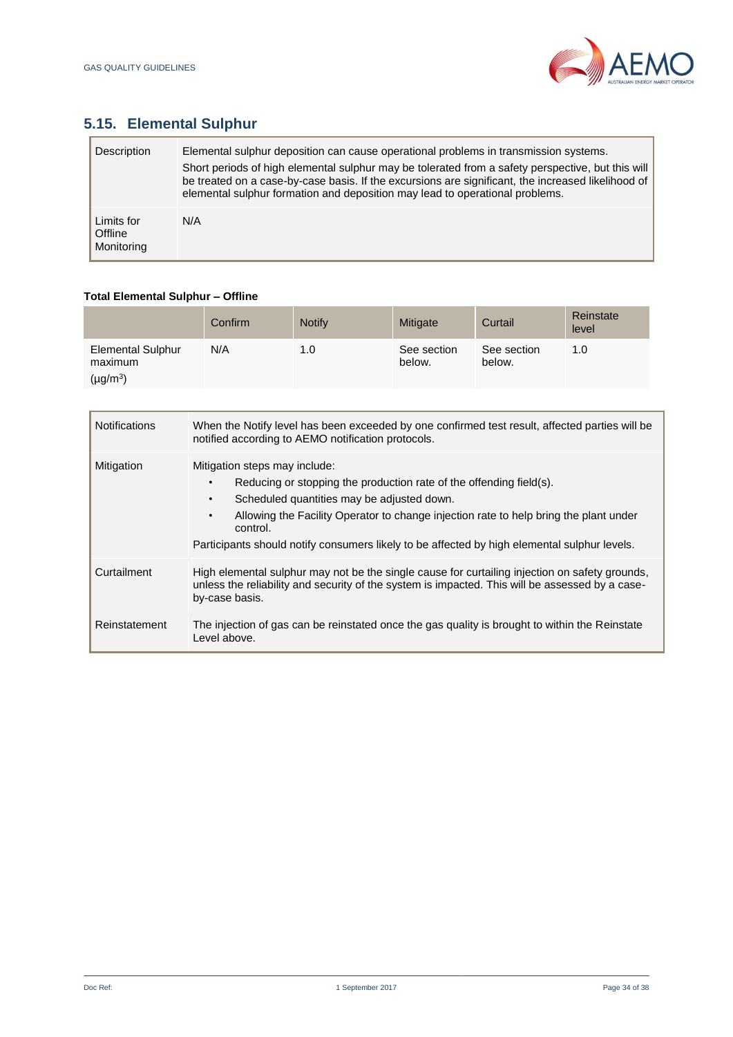## 5.15. Elemental Sulphur

| | |
|---|---|
| Description | Elemental sulphur deposition can cause operational problems in transmission systems.<br>Short periods of high elemental sulphur may be tolerated from a safety perspective, but this will be treated on a case-by-case basis. If the excursions are significant, the increased likelihood of elemental sulphur formation and deposition may lead to operational problems. |
| Limits for Offline Monitoring | N/A |

**Total Elemental Sulphur – Offline**

| | Confirm | Notify | Mitigate | Curtail | Reinstate level |
|---|---|---|---|---|---|
| Elemental Sulphur maximum (μg/m³) | N/A | 1.0 | See section below. | See section below. | 1.0 |

| | |
|---|---|
| Notifications | When the Notify level has been exceeded by one confirmed test result, affected parties will be notified according to AEMO notification protocols. |
| Mitigation | Mitigation steps may include:<br>• Reducing or stopping the production rate of the offending field(s).<br>• Scheduled quantities may be adjusted down.<br>• Allowing the Facility Operator to change injection rate to help bring the plant under control.<br>Participants should notify consumers likely to be affected by high elemental sulphur levels. |
| Curtailment | High elemental sulphur may not be the single cause for curtailing injection on safety grounds, unless the reliability and security of the system is impacted. This will be assessed by a case-by-case basis. |
| Reinstatement | The injection of gas can be reinstated once the gas quality is brought to within the Reinstate Level above. |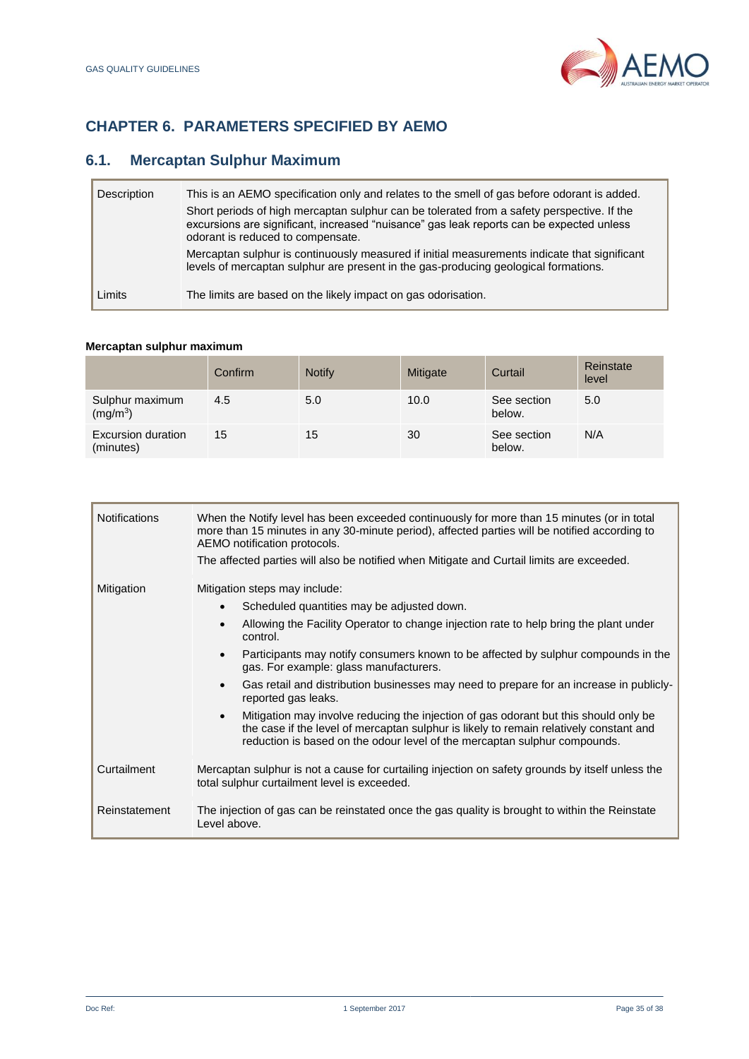# CHAPTER 6. PARAMETERS SPECIFIED BY AEMO

## 6.1. Mercaptan Sulphur Maximum

| | |
|---|---|
| Description | This is an AEMO specification only and relates to the smell of gas before odorant is added.<br>Short periods of high mercaptan sulphur can be tolerated from a safety perspective. If the excursions are significant, increased "nuisance" gas leak reports can be expected unless odorant is reduced to compensate.<br>Mercaptan sulphur is continuously measured if initial measurements indicate that significant levels of mercaptan sulphur are present in the gas-producing geological formations. |
| Limits | The limits are based on the likely impact on gas odorisation. |

**Mercaptan sulphur maximum**

| | Confirm | Notify | Mitigate | Curtail | Reinstate level |
|---|---|---|---|---|---|
| Sulphur maximum ($mg/m^3$) | 4.5 | 5.0 | 10.0 | See section below. | 5.0 |
| Excursion duration (minutes) | 15 | 15 | 30 | See section below. | N/A |

| | |
|---|---|
| Notifications | When the Notify level has been exceeded continuously for more than 15 minutes (or in total more than 15 minutes in any 30-minute period), affected parties will be notified according to AEMO notification protocols.<br>The affected parties will also be notified when Mitigate and Curtail limits are exceeded. |
| Mitigation | Mitigation steps may include:<br>• Scheduled quantities may be adjusted down.<br>• Allowing the Facility Operator to change injection rate to help bring the plant under control.<br>• Participants may notify consumers known to be affected by sulphur compounds in the gas. For example: glass manufacturers.<br>• Gas retail and distribution businesses may need to prepare for an increase in publicly-reported gas leaks.<br>• Mitigation may involve reducing the injection of gas odorant but this should only be the case if the level of mercaptan sulphur is likely to remain relatively constant and reduction is based on the odour level of the mercaptan sulphur compounds. |
| Curtailment | Mercaptan sulphur is not a cause for curtailing injection on safety grounds by itself unless the total sulphur curtailment level is exceeded. |
| Reinstatement | The injection of gas can be reinstated once the gas quality is brought to within the Reinstate Level above. |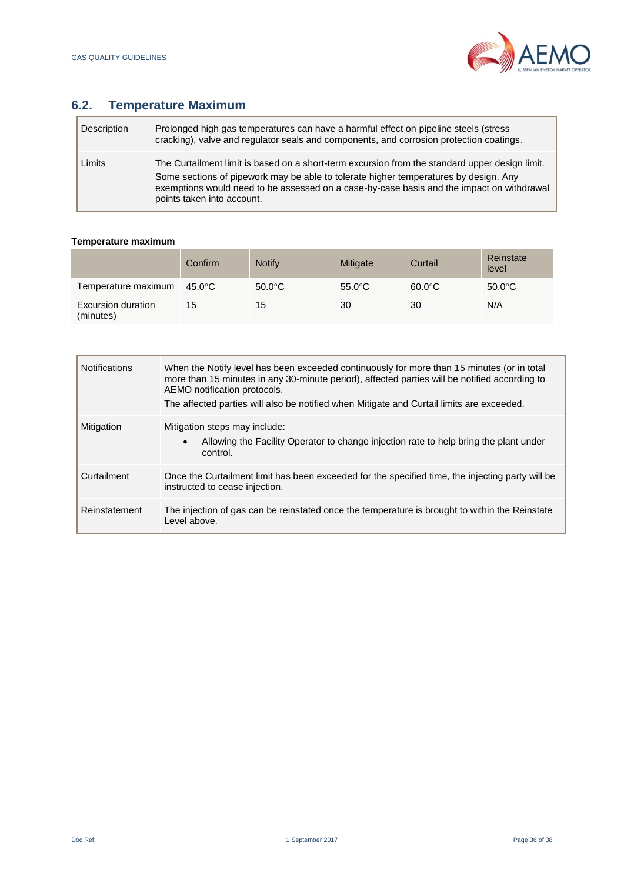## 6.2. Temperature Maximum

| | |
|---|---|
| Description | Prolonged high gas temperatures can have a harmful effect on pipeline steels (stress cracking), valve and regulator seals and components, and corrosion protection coatings. |
| Limits | The Curtailment limit is based on a short-term excursion from the standard upper design limit. Some sections of pipework may be able to tolerate higher temperatures by design. Any exemptions would need to be assessed on a case-by-case basis and the impact on withdrawal points taken into account. |

**Temperature maximum**

| | Confirm | Notify | Mitigate | Curtail | Reinstate level |
|---|---|---|---|---|---|
| Temperature maximum | 45.0°C | 50.0°C | 55.0°C | 60.0°C | 50.0°C |
| Excursion duration (minutes) | 15 | 15 | 30 | 30 | N/A |

| | |
|---|---|
| Notifications | When the Notify level has been exceeded continuously for more than 15 minutes (or in total more than 15 minutes in any 30-minute period), affected parties will be notified according to AEMO notification protocols.<br>The affected parties will also be notified when Mitigate and Curtail limits are exceeded. |
| Mitigation | Mitigation steps may include:<br>• Allowing the Facility Operator to change injection rate to help bring the plant under control. |
| Curtailment | Once the Curtailment limit has been exceeded for the specified time, the injecting party will be instructed to cease injection. |
| Reinstatement | The injection of gas can be reinstated once the temperature is brought to within the Reinstate Level above. |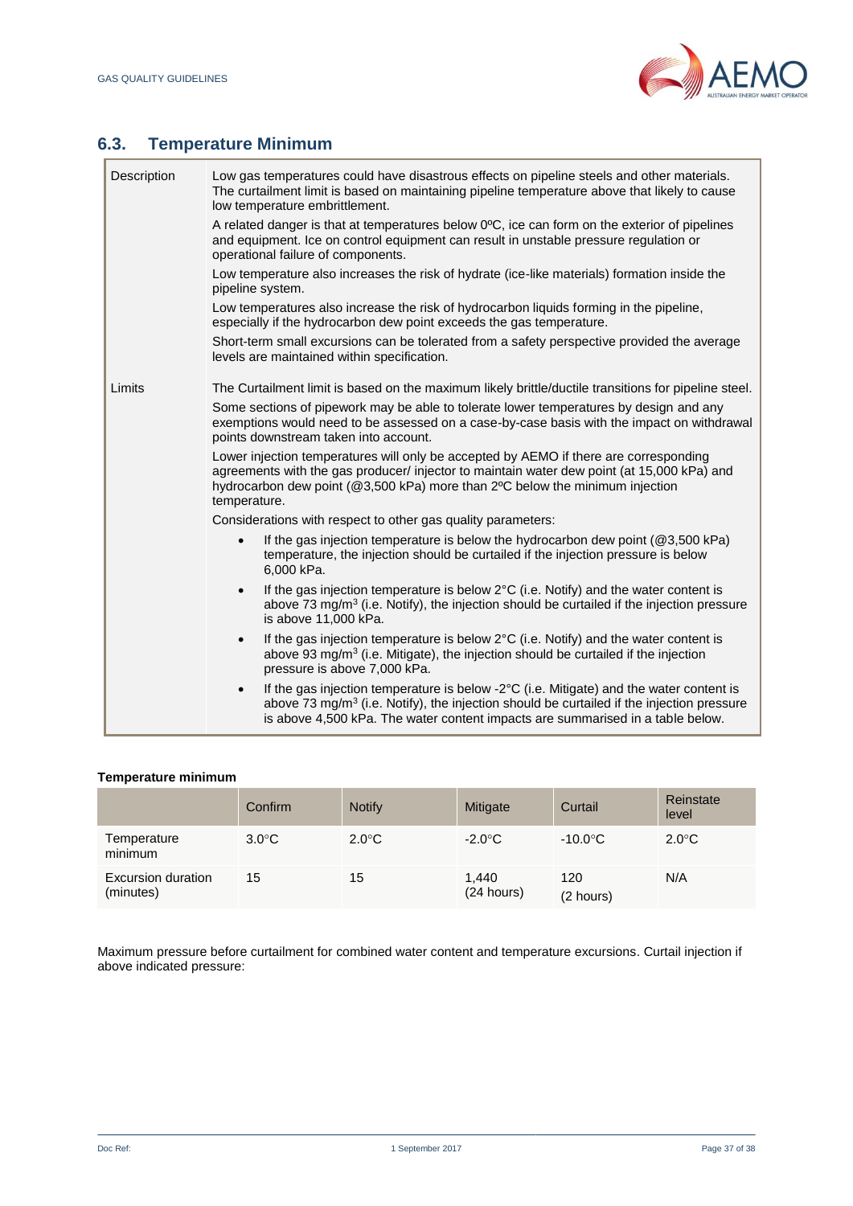## 6.3. Temperature Minimum

| | |
|---|---|
| Description | Low gas temperatures could have disastrous effects on pipeline steels and other materials. The curtailment limit is based on maintaining pipeline temperature above that likely to cause low temperature embrittlement.<br><br>A related danger is that at temperatures below 0ºC, ice can form on the exterior of pipelines and equipment. Ice on control equipment can result in unstable pressure regulation or operational failure of components.<br><br>Low temperature also increases the risk of hydrate (ice-like materials) formation inside the pipeline system.<br><br>Low temperatures also increase the risk of hydrocarbon liquids forming in the pipeline, especially if the hydrocarbon dew point exceeds the gas temperature.<br><br>Short-term small excursions can be tolerated from a safety perspective provided the average levels are maintained within specification. |
| Limits | The Curtailment limit is based on the maximum likely brittle/ductile transitions for pipeline steel.<br><br>Some sections of pipework may be able to tolerate lower temperatures by design and any exemptions would need to be assessed on a case-by-case basis with the impact on withdrawal points downstream taken into account.<br><br>Lower injection temperatures will only be accepted by AEMO if there are corresponding agreements with the gas producer/ injector to maintain water dew point (at 15,000 kPa) and hydrocarbon dew point (@3,500 kPa) more than 2ºC below the minimum injection temperature.<br><br>Considerations with respect to other gas quality parameters:<br><br>• If the gas injection temperature is below the hydrocarbon dew point (@3,500 kPa) temperature, the injection should be curtailed if the injection pressure is below 6,000 kPa.<br>• If the gas injection temperature is below 2°C (i.e. Notify) and the water content is above 73 mg/m$^3$ (i.e. Notify), the injection should be curtailed if the injection pressure is above 11,000 kPa.<br>• If the gas injection temperature is below 2°C (i.e. Notify) and the water content is above 93 mg/m$^3$ (i.e. Mitigate), the injection should be curtailed if the injection pressure is above 7,000 kPa.<br>• If the gas injection temperature is below -2°C (i.e. Mitigate) and the water content is above 73 mg/m$^3$ (i.e. Notify), the injection should be curtailed if the injection pressure is above 4,500 kPa. The water content impacts are summarised in a table below. |

**Temperature minimum**

| | Confirm | Notify | Mitigate | Curtail | Reinstate level |
|---|---|---|---|---|---|
| Temperature minimum | 3.0°C | 2.0°C | -2.0°C | -10.0°C | 2.0°C |
| Excursion duration (minutes) | 15 | 15 | 1,440 (24 hours) | 120 (2 hours) | N/A |

Maximum pressure before curtailment for combined water content and temperature excursions. Curtail injection if above indicated pressure: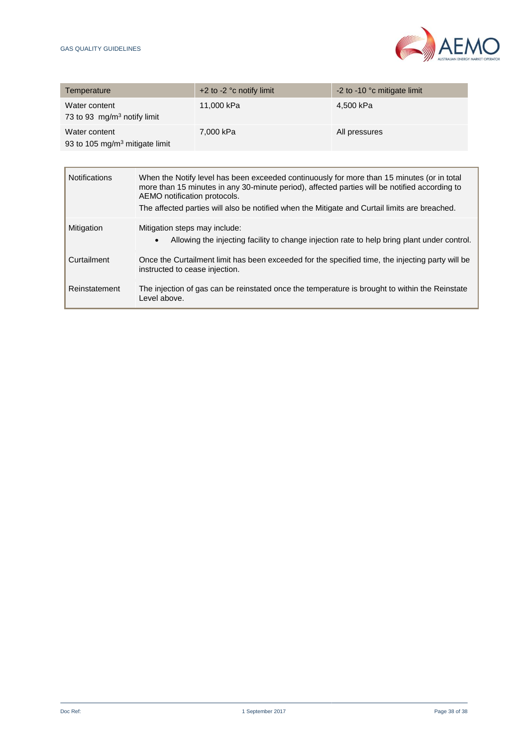| Temperature | +2 to -2 °c notify limit | -2 to -10 °c mitigate limit |
| --- | --- | --- |
| Water content<br>73 to 93 mg/m$^3$ notify limit | 11,000 kPa | 4,500 kPa |
| Water content<br>93 to 105 mg/m$^3$ mitigate limit | 7,000 kPa | All pressures |

| | |
| --- | --- |
| Notifications | When the Notify level has been exceeded continuously for more than 15 minutes (or in total more than 15 minutes in any 30-minute period), affected parties will be notified according to AEMO notification protocols.<br>The affected parties will also be notified when the Mitigate and Curtail limits are breached. |
| Mitigation | Mitigation steps may include:<br>• Allowing the injecting facility to change injection rate to help bring plant under control. |
| Curtailment | Once the Curtailment limit has been exceeded for the specified time, the injecting party will be instructed to cease injection. |
| Reinstatement | The injection of gas can be reinstated once the temperature is brought to within the Reinstate Level above. |